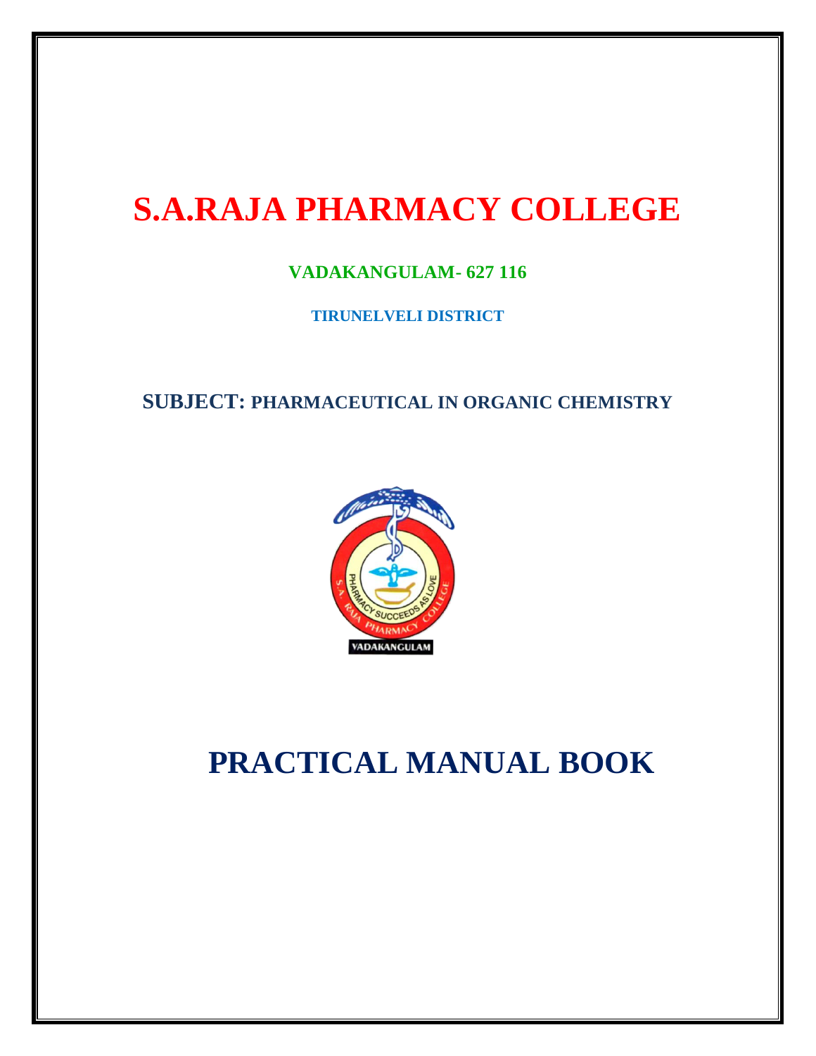# S.A.RAJA PHARMACY COLLEGE

**VADAKANGULAM- 627 116**

**TIRUNELVELI DISTRICT**

**SUBJECT: PHARMACEUTICAL IN ORGANIC CHEMISTRY**

# PRACTICAL MANUAL BOOK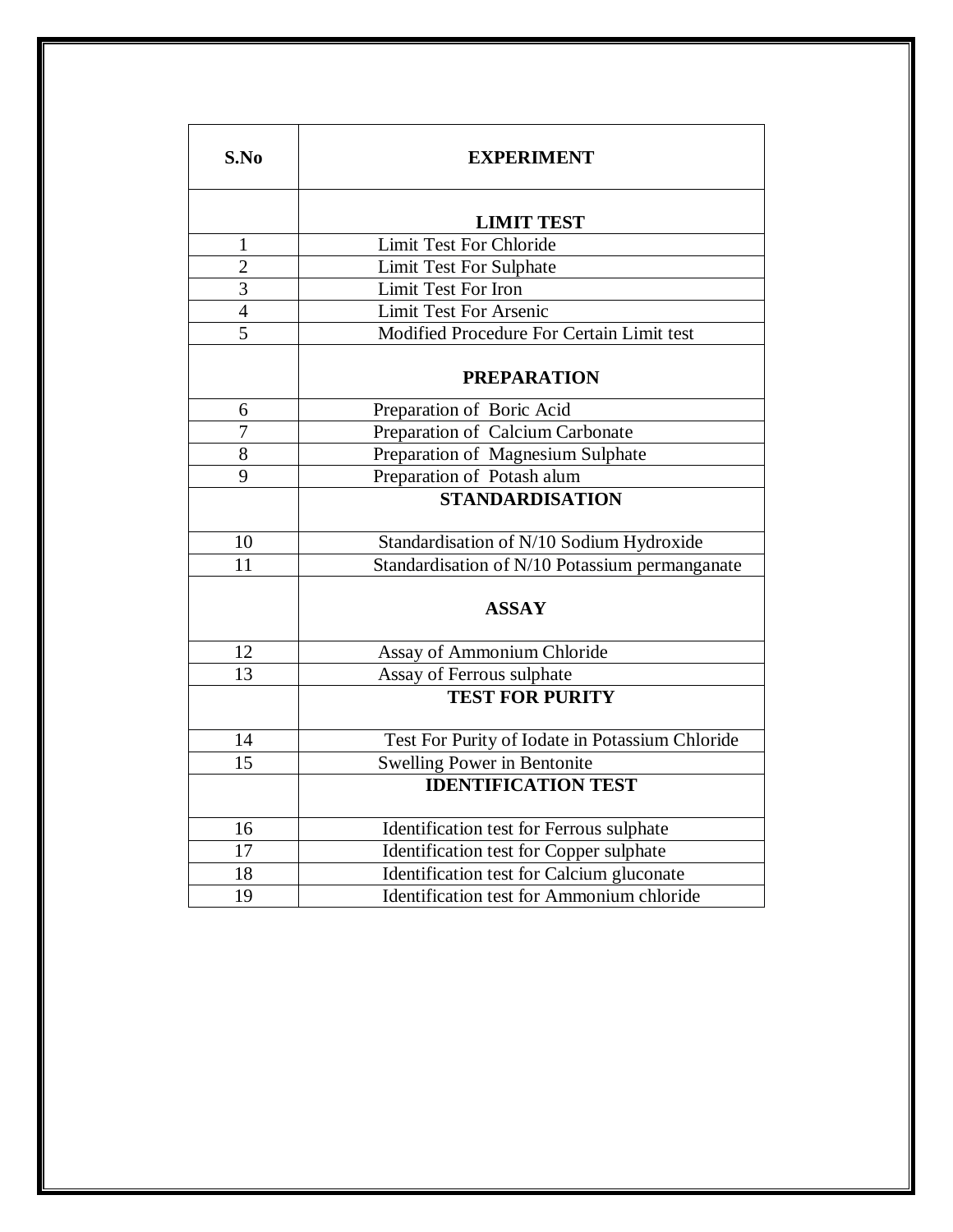| S.No | EXPERIMENT |
|---|---|
| | **LIMIT TEST** |
| 1 | Limit Test For Chloride |
| 2 | Limit Test For Sulphate |
| 3 | Limit Test For Iron |
| 4 | Limit Test For Arsenic |
| 5 | Modified Procedure For Certain Limit test |
| | **PREPARATION** |
| 6 | Preparation of Boric Acid |
| 7 | Preparation of Calcium Carbonate |
| 8 | Preparation of Magnesium Sulphate |
| 9 | Preparation of Potash alum |
| | **STANDARDISATION** |
| 10 | Standardisation of N/10 Sodium Hydroxide |
| 11 | Standardisation of N/10 Potassium permanganate |
| | **ASSAY** |
| 12 | Assay of Ammonium Chloride |
| 13 | Assay of Ferrous sulphate |
| | **TEST FOR PURITY** |
| 14 | Test For Purity of Iodate in Potassium Chloride |
| 15 | Swelling Power in Bentonite |
| | **IDENTIFICATION TEST** |
| 16 | Identification test for Ferrous sulphate |
| 17 | Identification test for Copper sulphate |
| 18 | Identification test for Calcium gluconate |
| 19 | Identification test for Ammonium chloride |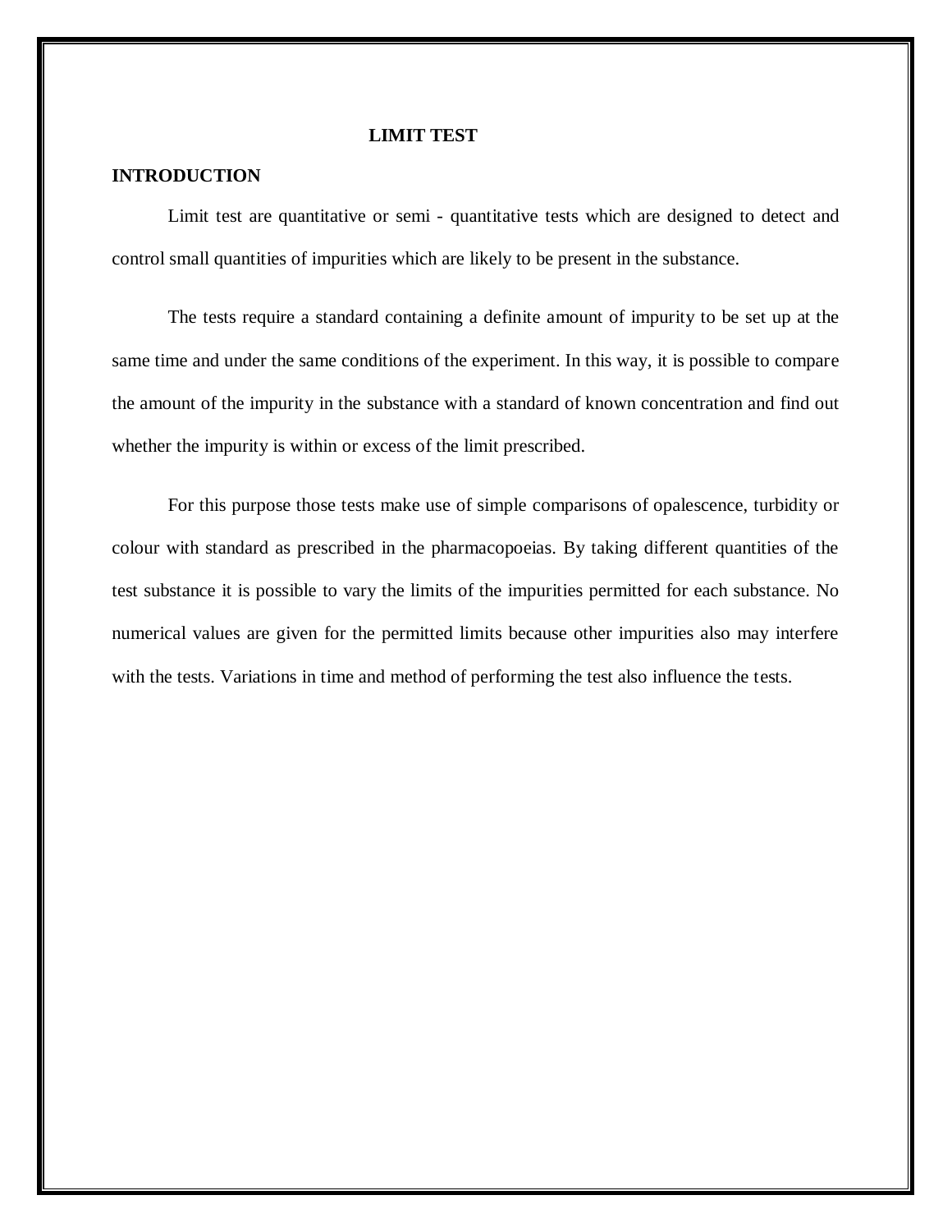# LIMIT TEST

## INTRODUCTION

Limit test are quantitative or semi - quantitative tests which are designed to detect and control small quantities of impurities which are likely to be present in the substance.

The tests require a standard containing a definite amount of impurity to be set up at the same time and under the same conditions of the experiment. In this way, it is possible to compare the amount of the impurity in the substance with a standard of known concentration and find out whether the impurity is within or excess of the limit prescribed.

For this purpose those tests make use of simple comparisons of opalescence, turbidity or colour with standard as prescribed in the pharmacopoeias. By taking different quantities of the test substance it is possible to vary the limits of the impurities permitted for each substance. No numerical values are given for the permitted limits because other impurities also may interfere with the tests. Variations in time and method of performing the test also influence the tests.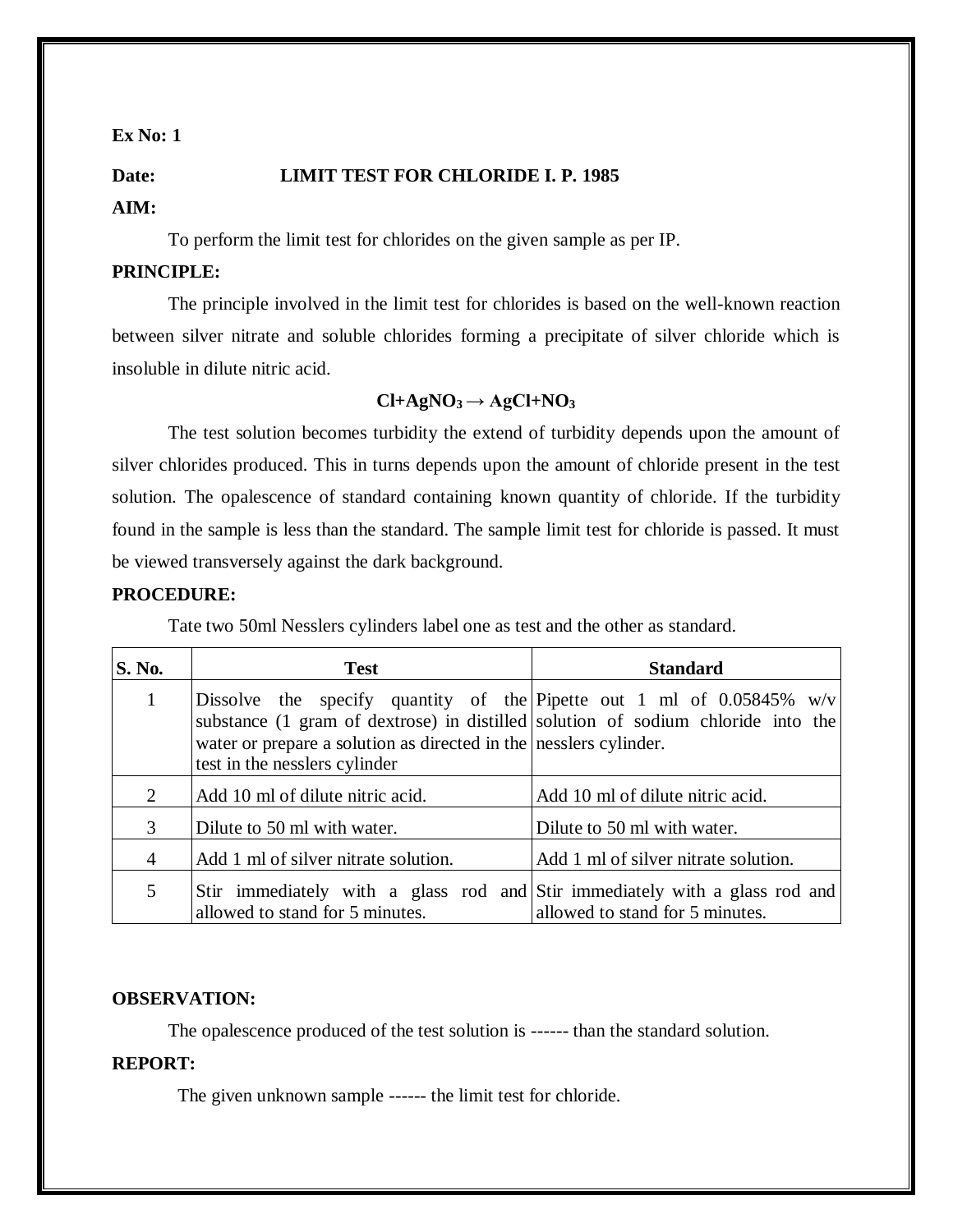**Ex No: 1**

**Date:** **LIMIT TEST FOR CHLORIDE I. P. 1985**

**AIM:**

To perform the limit test for chlorides on the given sample as per IP.

**PRINCIPLE:**

The principle involved in the limit test for chlorides is based on the well-known reaction between silver nitrate and soluble chlorides forming a precipitate of silver chloride which is insoluble in dilute nitric acid.

$$\mathbf{Cl + AgNO_3 \rightarrow AgCl + NO_3}$$

The test solution becomes turbidity the extend of turbidity depends upon the amount of silver chlorides produced. This in turns depends upon the amount of chloride present in the test solution. The opalescence of standard containing known quantity of chloride. If the turbidity found in the sample is less than the standard. The sample limit test for chloride is passed. It must be viewed transversely against the dark background.

**PROCEDURE:**

Tate two 50ml Nesslers cylinders label one as test and the other as standard.

| S. No. | Test | Standard |
|---|---|---|
| 1 | Dissolve the specify quantity of the substance (1 gram of dextrose) in distilled water or prepare a solution as directed in the test in the nesslers cylinder | Pipette out 1 ml of 0.05845% w/v solution of sodium chloride into the nesslers cylinder. |
| 2 | Add 10 ml of dilute nitric acid. | Add 10 ml of dilute nitric acid. |
| 3 | Dilute to 50 ml with water. | Dilute to 50 ml with water. |
| 4 | Add 1 ml of silver nitrate solution. | Add 1 ml of silver nitrate solution. |
| 5 | Stir immediately with a glass rod and allowed to stand for 5 minutes. | Stir immediately with a glass rod and allowed to stand for 5 minutes. |

**OBSERVATION:**

The opalescence produced of the test solution is ------ than the standard solution.

**REPORT:**

The given unknown sample ------ the limit test for chloride.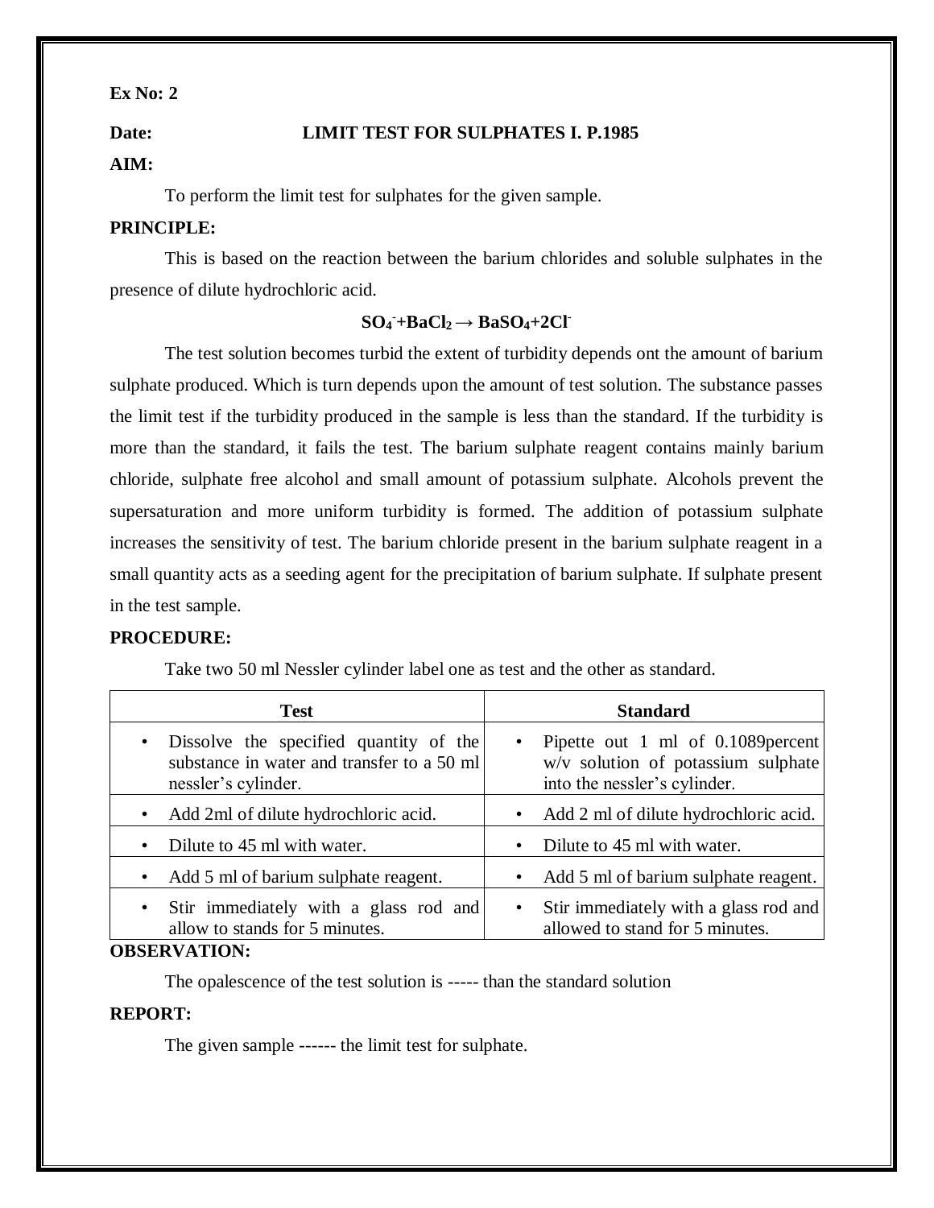**Ex No: 2**

**Date:** **LIMIT TEST FOR SULPHATES I. P.1985**

**AIM:**

To perform the limit test for sulphates for the given sample.

**PRINCIPLE:**

This is based on the reaction between the barium chlorides and soluble sulphates in the presence of dilute hydrochloric acid.

$$SO_4^{-} + BaCl_2 \rightarrow BaSO_4 + 2Cl^{-}$$

The test solution becomes turbid the extent of turbidity depends ont the amount of barium sulphate produced. Which is turn depends upon the amount of test solution. The substance passes the limit test if the turbidity produced in the sample is less than the standard. If the turbidity is more than the standard, it fails the test. The barium sulphate reagent contains mainly barium chloride, sulphate free alcohol and small amount of potassium sulphate. Alcohols prevent the supersaturation and more uniform turbidity is formed. The addition of potassium sulphate increases the sensitivity of test. The barium chloride present in the barium sulphate reagent in a small quantity acts as a seeding agent for the precipitation of barium sulphate. If sulphate present in the test sample.

**PROCEDURE:**

Take two 50 ml Nessler cylinder label one as test and the other as standard.

| Test | Standard |
|---|---|
| • Dissolve the specified quantity of the substance in water and transfer to a 50 ml nessler's cylinder. | • Pipette out 1 ml of 0.1089percent w/v solution of potassium sulphate into the nessler's cylinder. |
| • Add 2ml of dilute hydrochloric acid. | • Add 2 ml of dilute hydrochloric acid. |
| • Dilute to 45 ml with water. | • Dilute to 45 ml with water. |
| • Add 5 ml of barium sulphate reagent. | • Add 5 ml of barium sulphate reagent. |
| • Stir immediately with a glass rod and allow to stands for 5 minutes. | • Stir immediately with a glass rod and allowed to stand for 5 minutes. |

**OBSERVATION:**

The opalescence of the test solution is ----- than the standard solution

**REPORT:**

The given sample ------ the limit test for sulphate.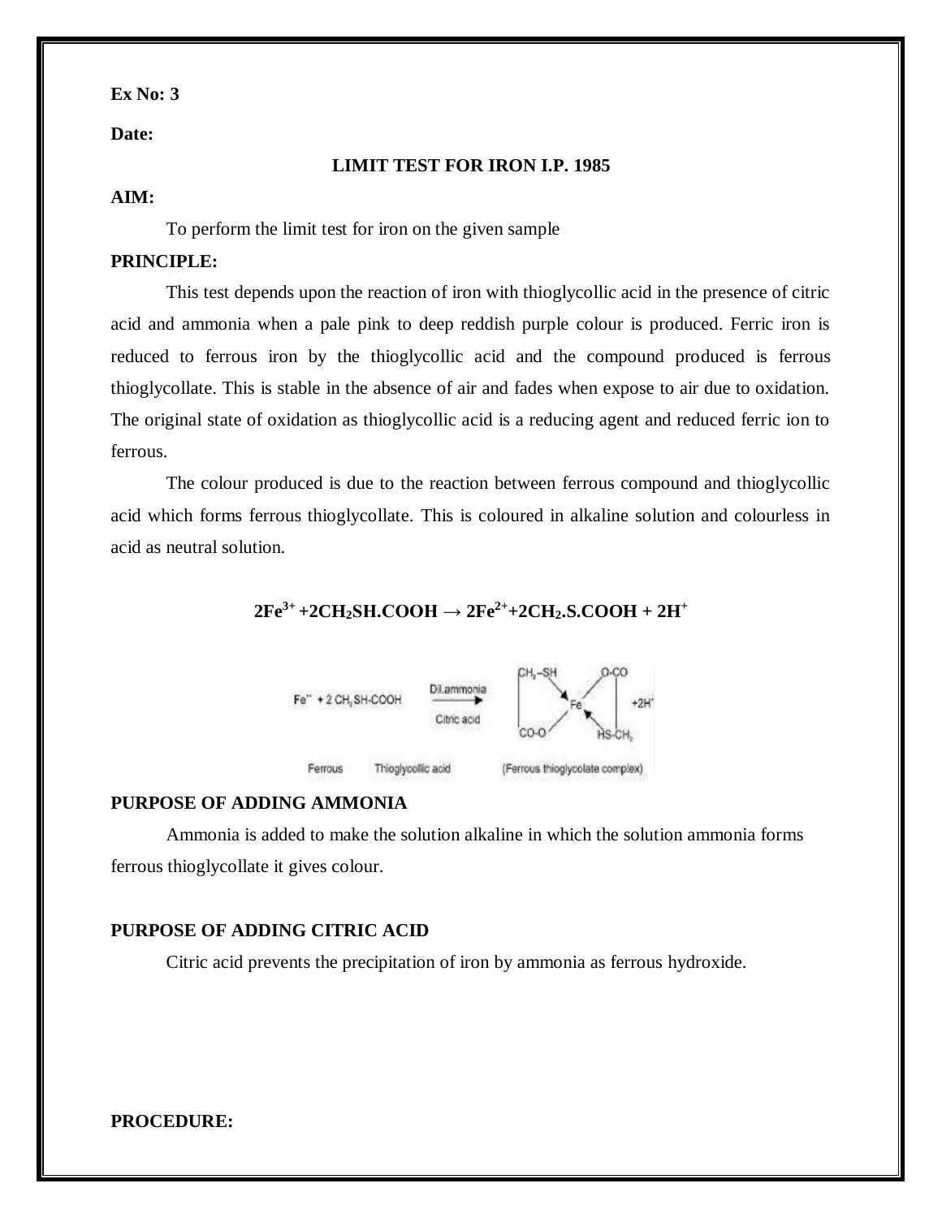**Ex No: 3**

**Date:**

### LIMIT TEST FOR IRON I.P. 1985

**AIM:**

To perform the limit test for iron on the given sample

**PRINCIPLE:**

This test depends upon the reaction of iron with thioglycollic acid in the presence of citric acid and ammonia when a pale pink to deep reddish purple colour is produced. Ferric iron is reduced to ferrous iron by the thioglycollic acid and the compound produced is ferrous thioglycollate. This is stable in the absence of air and fades when expose to air due to oxidation. The original state of oxidation as thioglycollic acid is a reducing agent and reduced ferric ion to ferrous.

The colour produced is due to the reaction between ferrous compound and thioglycollic acid which forms ferrous thioglycollate. This is coloured in alkaline solution and colourless in acid as neutral solution.

$$2Fe^{3+} + 2CH_2SH.COOH \rightarrow 2Fe^{2+} + 2CH_2.S.COOH + 2H^+$$

Fe$^{++}$ + 2 $CH_2$SH-COOH —(Dil.ammonia / Citric acid)→ (Ferrous thioglycolate complex) + $2H^+$

Ferrous　　Thioglycollic acid　　(Ferrous thioglycolate complex)

**PURPOSE OF ADDING AMMONIA**

Ammonia is added to make the solution alkaline in which the solution ammonia forms ferrous thioglycollate it gives colour.

**PURPOSE OF ADDING CITRIC ACID**

Citric acid prevents the precipitation of iron by ammonia as ferrous hydroxide.

**PROCEDURE:**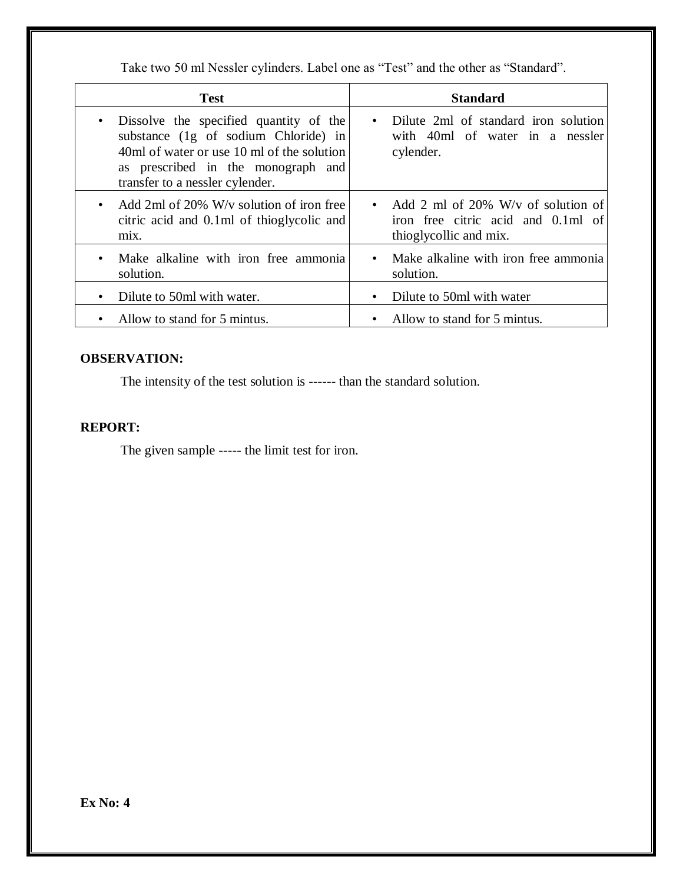Take two 50 ml Nessler cylinders. Label one as "Test" and the other as "Standard".

| Test | Standard |
|---|---|
| • Dissolve the specified quantity of the substance (1g of sodium Chloride) in 40ml of water or use 10 ml of the solution as prescribed in the monograph and transfer to a nessler cylender. | • Dilute 2ml of standard iron solution with 40ml of water in a nessler cylender. |
| • Add 2ml of 20% W/v solution of iron free citric acid and 0.1ml of thioglycolic and mix. | • Add 2 ml of 20% W/v of solution of iron free citric acid and 0.1ml of thioglycollic and mix. |
| • Make alkaline with iron free ammonia solution. | • Make alkaline with iron free ammonia solution. |
| • Dilute to 50ml with water. | • Dilute to 50ml with water |
| • Allow to stand for 5 mintus. | • Allow to stand for 5 mintus. |

**OBSERVATION:**

The intensity of the test solution is ------ than the standard solution.

**REPORT:**

The given sample ----- the limit test for iron.

**Ex No: 4**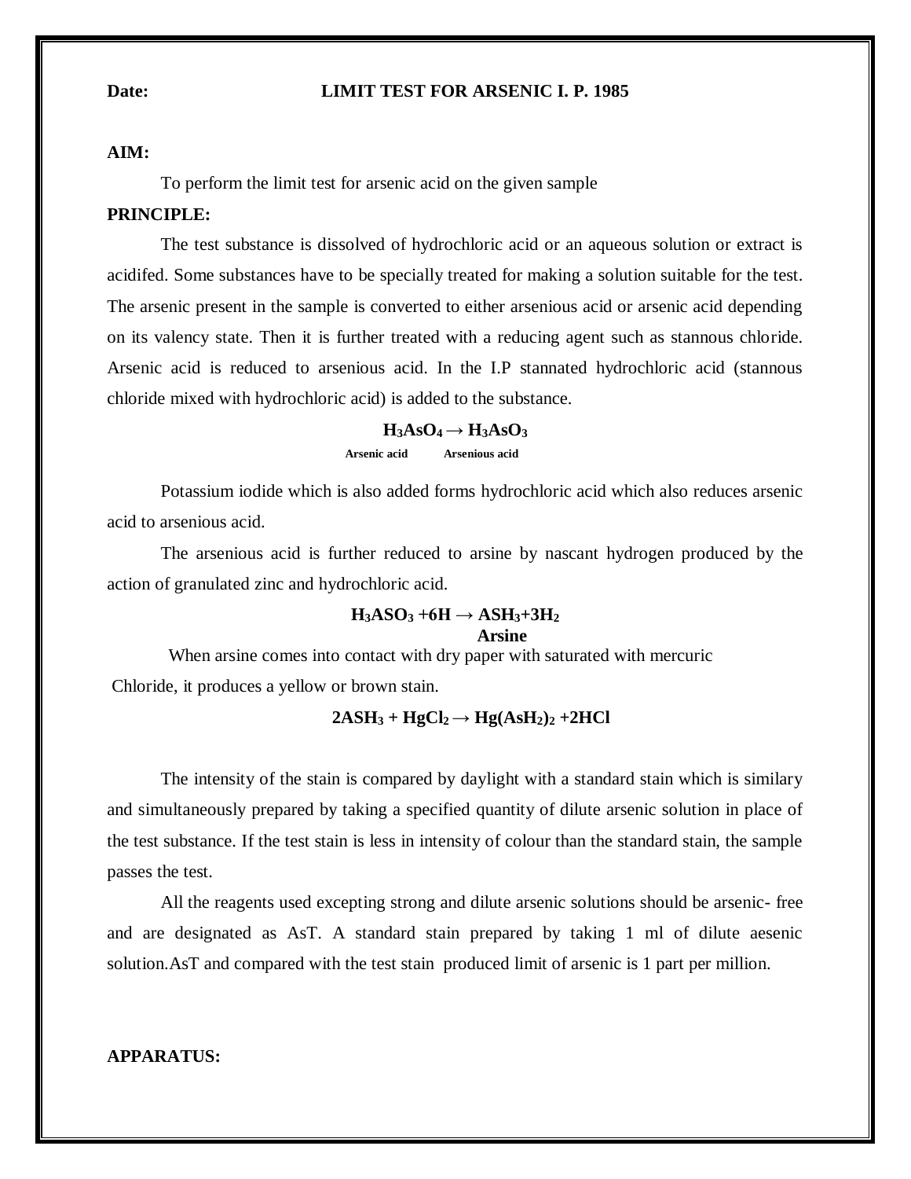**Date:** **LIMIT TEST FOR ARSENIC I. P. 1985**

**AIM:**

To perform the limit test for arsenic acid on the given sample

**PRINCIPLE:**

The test substance is dissolved of hydrochloric acid or an aqueous solution or extract is acidifed. Some substances have to be specially treated for making a solution suitable for the test. The arsenic present in the sample is converted to either arsenious acid or arsenic acid depending on its valency state. Then it is further treated with a reducing agent such as stannous chloride. Arsenic acid is reduced to arsenious acid. In the I.P stannated hydrochloric acid (stannous chloride mixed with hydrochloric acid) is added to the substance.

$$\underset{\text{Arsenic acid}}{H_3AsO_4} \rightarrow \underset{\text{Arsenious acid}}{H_3AsO_3}$$

Potassium iodide which is also added forms hydrochloric acid which also reduces arsenic acid to arsenious acid.

The arsenious acid is further reduced to arsine by nascant hydrogen produced by the action of granulated zinc and hydrochloric acid.

$$H_3ASO_3 + 6H \rightarrow \underset{\text{Arsine}}{ASH_3} + 3H_2$$

When arsine comes into contact with dry paper with saturated with mercuric Chloride, it produces a yellow or brown stain.

$$2ASH_3 + HgCl_2 \rightarrow Hg(AsH_2)_2 + 2HCl$$

The intensity of the stain is compared by daylight with a standard stain which is similary and simultaneously prepared by taking a specified quantity of dilute arsenic solution in place of the test substance. If the test stain is less in intensity of colour than the standard stain, the sample passes the test.

All the reagents used excepting strong and dilute arsenic solutions should be arsenic- free and are designated as AsT. A standard stain prepared by taking 1 ml of dilute aesenic solution.AsT and compared with the test stain produced limit of arsenic is 1 part per million.

**APPARATUS:**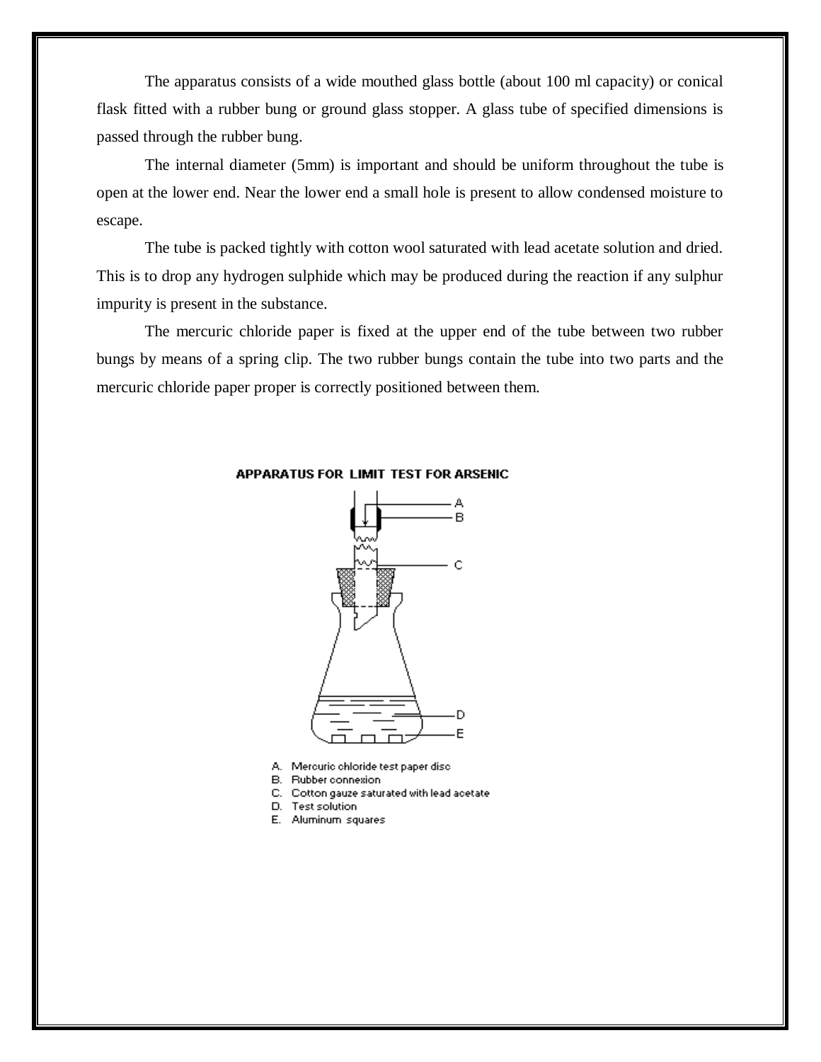The apparatus consists of a wide mouthed glass bottle (about 100 ml capacity) or conical flask fitted with a rubber bung or ground glass stopper. A glass tube of specified dimensions is passed through the rubber bung.

The internal diameter (5mm) is important and should be uniform throughout the tube is open at the lower end. Near the lower end a small hole is present to allow condensed moisture to escape.

The tube is packed tightly with cotton wool saturated with lead acetate solution and dried. This is to drop any hydrogen sulphide which may be produced during the reaction if any sulphur impurity is present in the substance.

The mercuric chloride paper is fixed at the upper end of the tube between two rubber bungs by means of a spring clip. The two rubber bungs contain the tube into two parts and the mercuric chloride paper proper is correctly positioned between them.

**APPARATUS FOR LIMIT TEST FOR ARSENIC**

A. Mercuric chloride test paper disc
B. Rubber connexion
C. Cotton gauze saturated with lead acetate
D. Test solution
E. Aluminum squares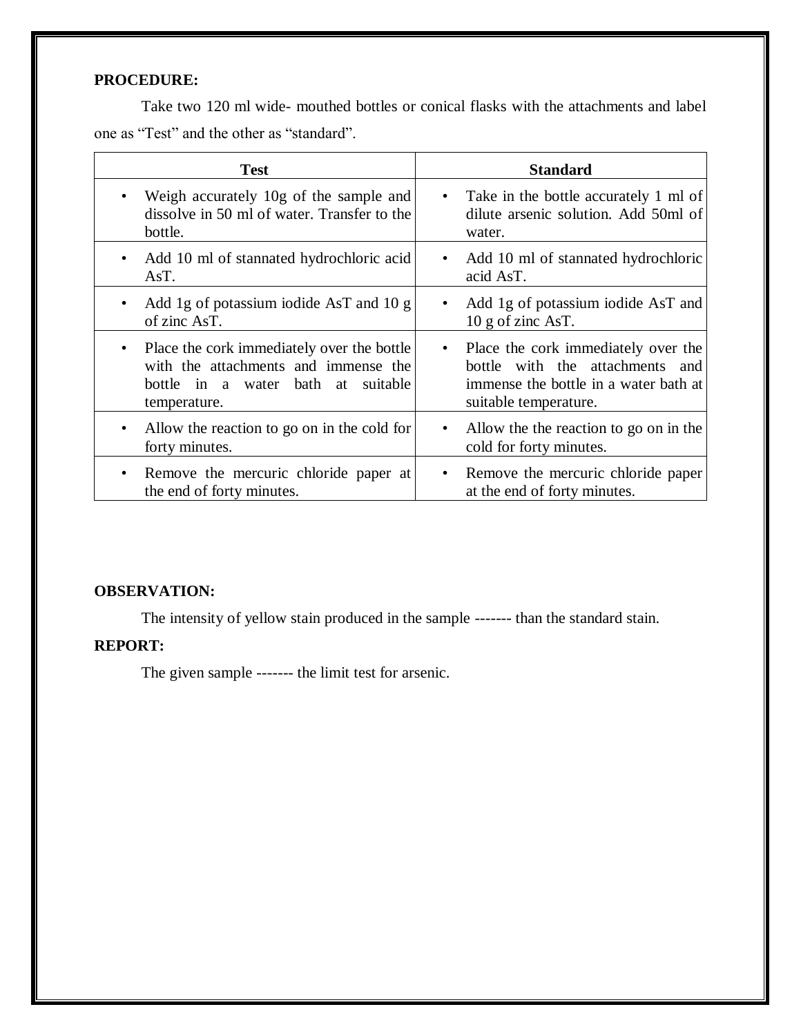**PROCEDURE:**

Take two 120 ml wide- mouthed bottles or conical flasks with the attachments and label one as "Test" and the other as "standard".

| Test | Standard |
| --- | --- |
| • Weigh accurately 10g of the sample and dissolve in 50 ml of water. Transfer to the bottle. | • Take in the bottle accurately 1 ml of dilute arsenic solution. Add 50ml of water. |
| • Add 10 ml of stannated hydrochloric acid AsT. | • Add 10 ml of stannated hydrochloric acid AsT. |
| • Add 1g of potassium iodide AsT and 10 g of zinc AsT. | • Add 1g of potassium iodide AsT and 10 g of zinc AsT. |
| • Place the cork immediately over the bottle with the attachments and immense the bottle in a water bath at suitable temperature. | • Place the cork immediately over the bottle with the attachments and immense the bottle in a water bath at suitable temperature. |
| • Allow the reaction to go on in the cold for forty minutes. | • Allow the the reaction to go on in the cold for forty minutes. |
| • Remove the mercuric chloride paper at the end of forty minutes. | • Remove the mercuric chloride paper at the end of forty minutes. |

**OBSERVATION:**

The intensity of yellow stain produced in the sample ------- than the standard stain.

**REPORT:**

The given sample ------- the limit test for arsenic.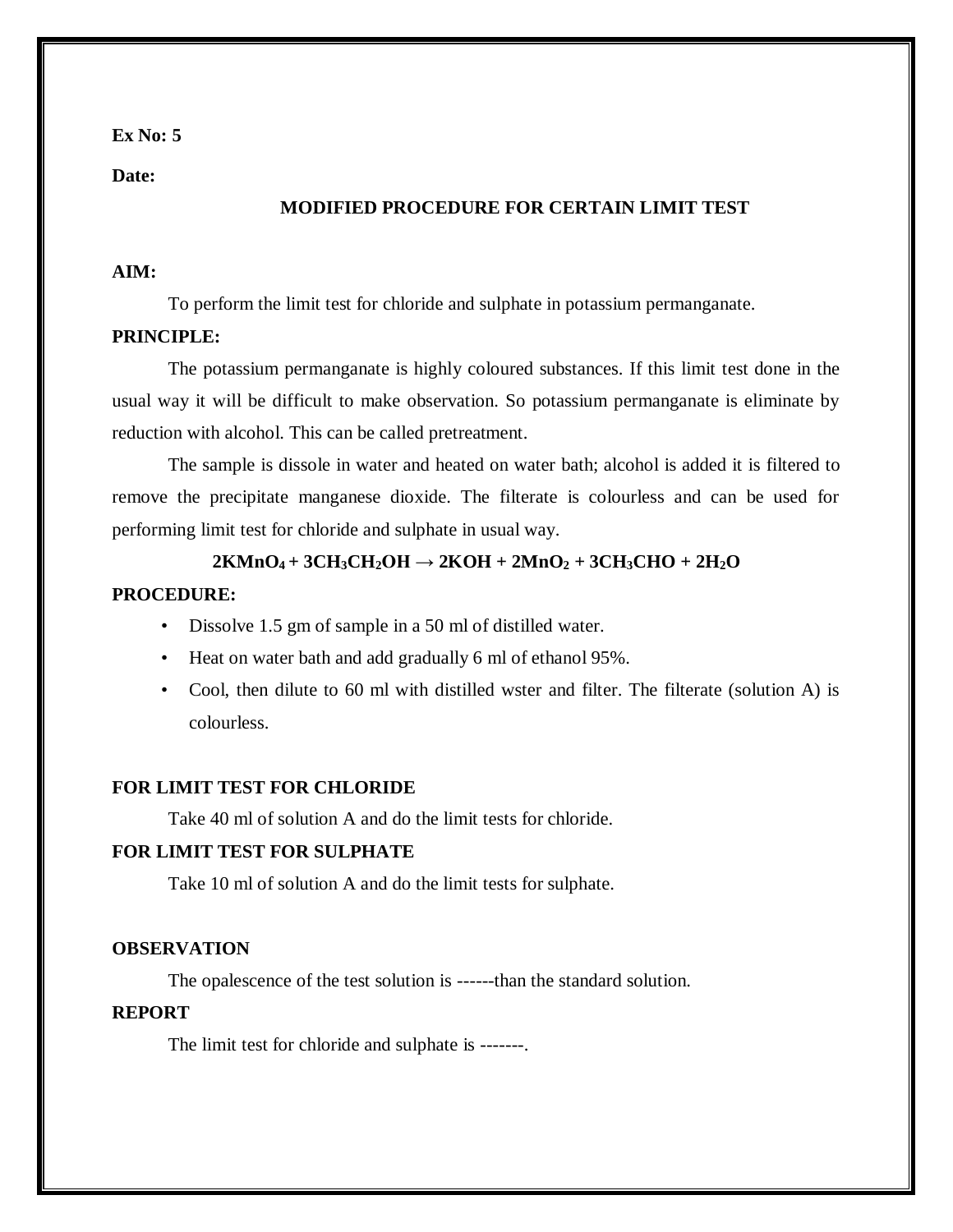**Ex No: 5**

**Date:**

## MODIFIED PROCEDURE FOR CERTAIN LIMIT TEST

**AIM:**

To perform the limit test for chloride and sulphate in potassium permanganate.

**PRINCIPLE:**

The potassium permanganate is highly coloured substances. If this limit test done in the usual way it will be difficult to make observation. So potassium permanganate is eliminate by reduction with alcohol. This can be called pretreatment.

The sample is dissole in water and heated on water bath; alcohol is added it is filtered to remove the precipitate manganese dioxide. The filterate is colourless and can be used for performing limit test for chloride and sulphate in usual way.

$$2KMnO_4 + 3CH_3CH_2OH \rightarrow 2KOH + 2MnO_2 + 3CH_3CHO + 2H_2O$$

**PROCEDURE:**

- Dissolve 1.5 gm of sample in a 50 ml of distilled water.
- Heat on water bath and add gradually 6 ml of ethanol 95%.
- Cool, then dilute to 60 ml with distilled wster and filter. The filterate (solution A) is colourless.

**FOR LIMIT TEST FOR CHLORIDE**

Take 40 ml of solution A and do the limit tests for chloride.

**FOR LIMIT TEST FOR SULPHATE**

Take 10 ml of solution A and do the limit tests for sulphate.

**OBSERVATION**

The opalescence of the test solution is ------than the standard solution.

**REPORT**

The limit test for chloride and sulphate is -------.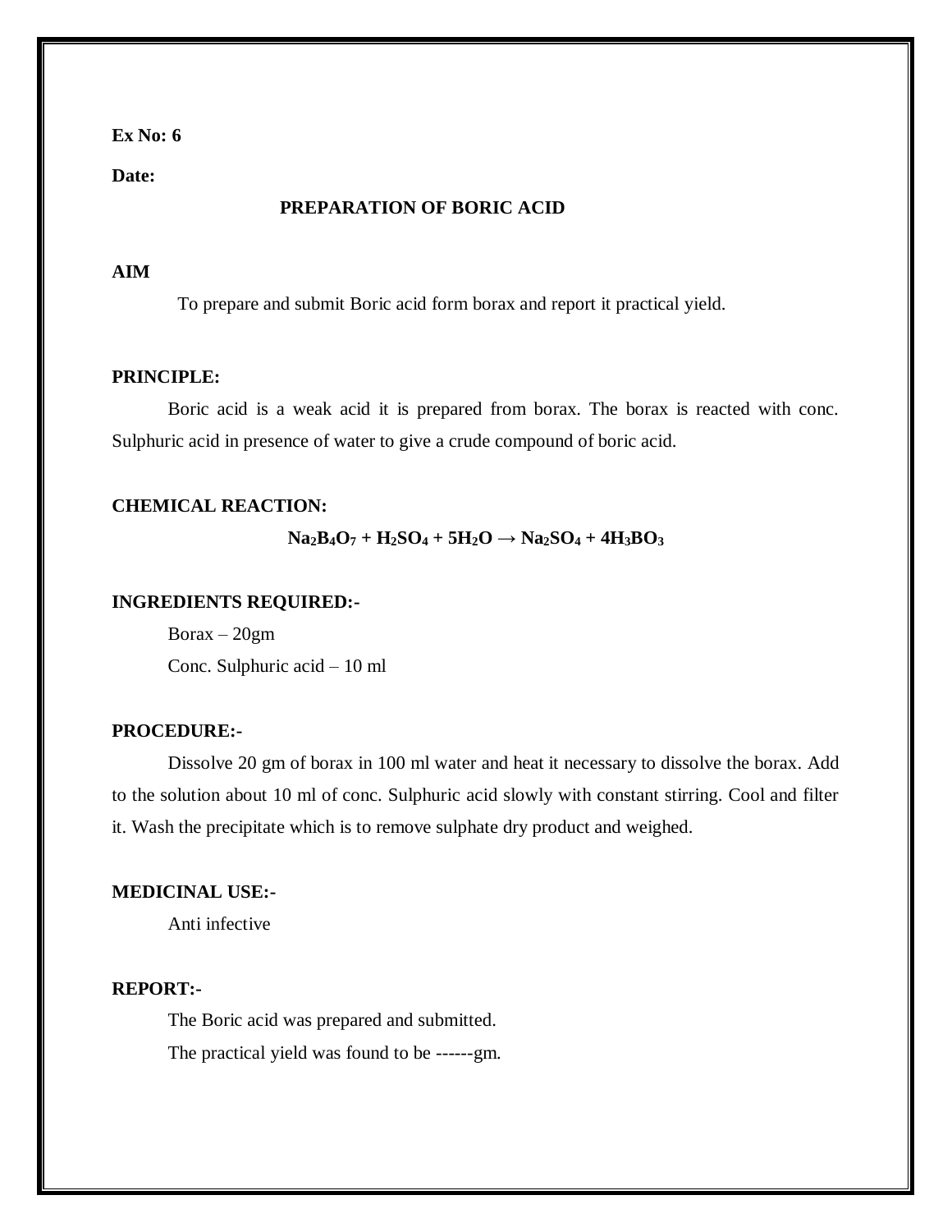**Ex No: 6**

**Date:**

## PREPARATION OF BORIC ACID

**AIM**

To prepare and submit Boric acid form borax and report it practical yield.

**PRINCIPLE:**

Boric acid is a weak acid it is prepared from borax. The borax is reacted with conc. Sulphuric acid in presence of water to give a crude compound of boric acid.

**CHEMICAL REACTION:**

$$Na_2B_4O_7 + H_2SO_4 + 5H_2O \rightarrow Na_2SO_4 + 4H_3BO_3$$

**INGREDIENTS REQUIRED:-**

Borax – 20gm

Conc. Sulphuric acid – 10 ml

**PROCEDURE:-**

Dissolve 20 gm of borax in 100 ml water and heat it necessary to dissolve the borax. Add to the solution about 10 ml of conc. Sulphuric acid slowly with constant stirring. Cool and filter it. Wash the precipitate which is to remove sulphate dry product and weighed.

**MEDICINAL USE:-**

Anti infective

**REPORT:-**

The Boric acid was prepared and submitted.

The practical yield was found to be ------gm.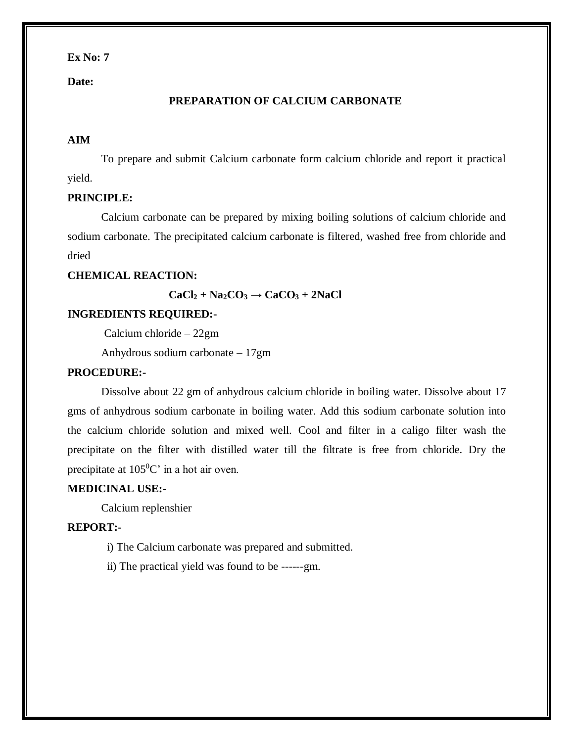**Ex No: 7**

**Date:**

## PREPARATION OF CALCIUM CARBONATE

**AIM**

To prepare and submit Calcium carbonate form calcium chloride and report it practical yield.

**PRINCIPLE:**

Calcium carbonate can be prepared by mixing boiling solutions of calcium chloride and sodium carbonate. The precipitated calcium carbonate is filtered, washed free from chloride and dried

**CHEMICAL REACTION:**

$$CaCl_2 + Na_2CO_3 \rightarrow CaCO_3 + 2NaCl$$

**INGREDIENTS REQUIRED:-**

Calcium chloride – 22gm

Anhydrous sodium carbonate – 17gm

**PROCEDURE:-**

Dissolve about 22 gm of anhydrous calcium chloride in boiling water. Dissolve about 17 gms of anhydrous sodium carbonate in boiling water. Add this sodium carbonate solution into the calcium chloride solution and mixed well. Cool and filter in a caligo filter wash the precipitate on the filter with distilled water till the filtrate is free from chloride. Dry the precipitate at $105^0C$' in a hot air oven.

**MEDICINAL USE:-**

Calcium replenshier

**REPORT:-**

i) The Calcium carbonate was prepared and submitted.

ii) The practical yield was found to be ------gm.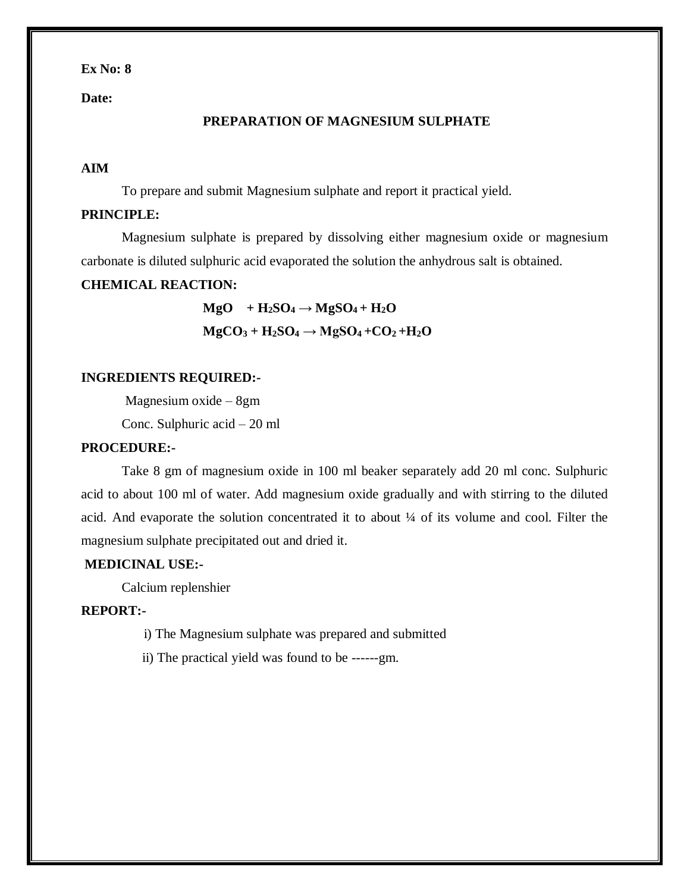**Ex No: 8**

**Date:**

## PREPARATION OF MAGNESIUM SULPHATE

**AIM**

To prepare and submit Magnesium sulphate and report it practical yield.

**PRINCIPLE:**

Magnesium sulphate is prepared by dissolving either magnesium oxide or magnesium carbonate is diluted sulphuric acid evaporated the solution the anhydrous salt is obtained.

**CHEMICAL REACTION:**

$$MgO + H_2SO_4 \rightarrow MgSO_4 + H_2O$$

$$MgCO_3 + H_2SO_4 \rightarrow MgSO_4 + CO_2 + H_2O$$

**INGREDIENTS REQUIRED:-**

Magnesium oxide – 8gm

Conc. Sulphuric acid – 20 ml

**PROCEDURE:-**

Take 8 gm of magnesium oxide in 100 ml beaker separately add 20 ml conc. Sulphuric acid to about 100 ml of water. Add magnesium oxide gradually and with stirring to the diluted acid. And evaporate the solution concentrated it to about ¼ of its volume and cool. Filter the magnesium sulphate precipitated out and dried it.

**MEDICINAL USE:-**

Calcium replenshier

**REPORT:-**

i) The Magnesium sulphate was prepared and submitted

ii) The practical yield was found to be ------gm.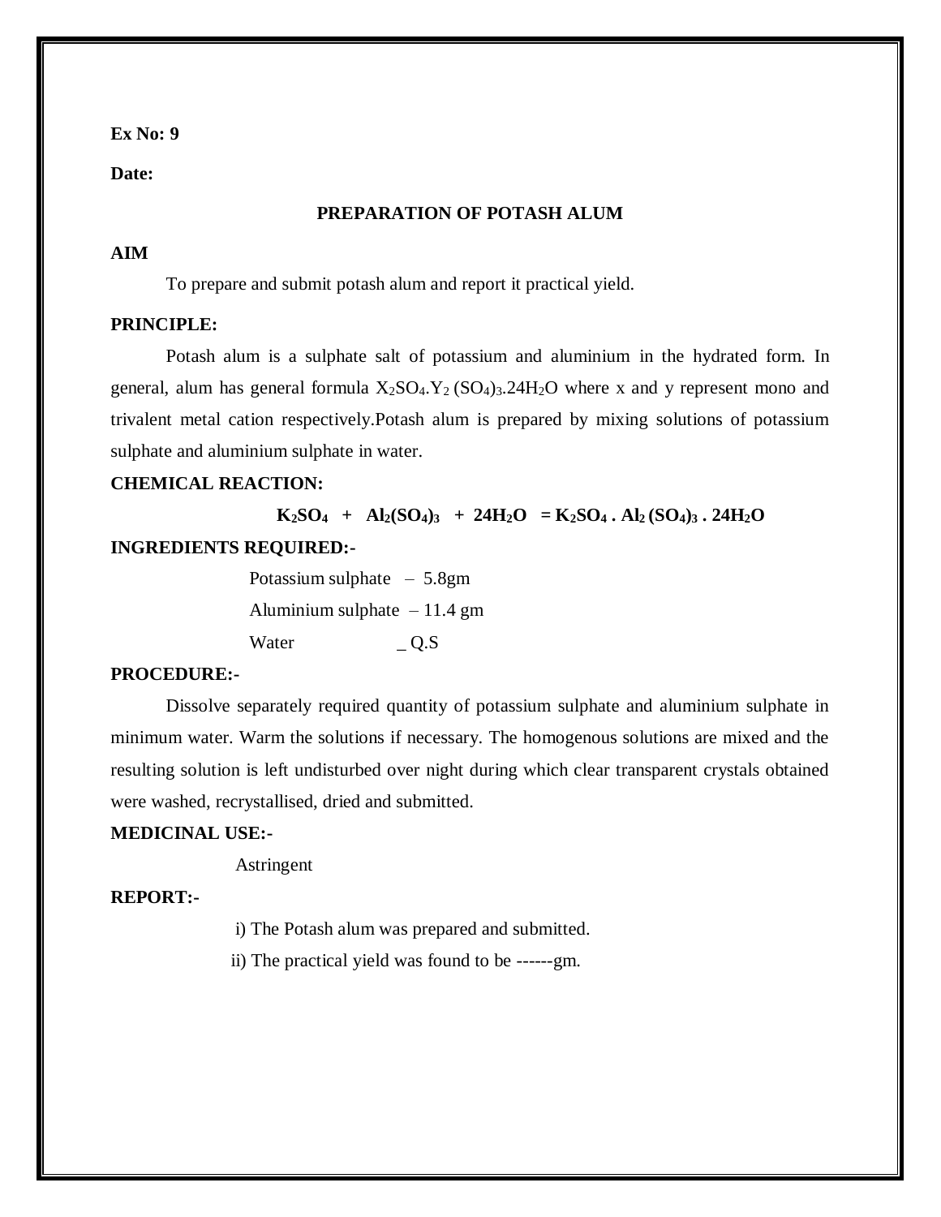**Ex No: 9**

**Date:**

## PREPARATION OF POTASH ALUM

**AIM**

To prepare and submit potash alum and report it practical yield.

**PRINCIPLE:**

Potash alum is a sulphate salt of potassium and aluminium in the hydrated form. In general, alum has general formula $X_2SO_4.Y_2(SO_4)_3.24H_2O$ where x and y represent mono and trivalent metal cation respectively.Potash alum is prepared by mixing solutions of potassium sulphate and aluminium sulphate in water.

**CHEMICAL REACTION:**

$$K_2SO_4 + Al_2(SO_4)_3 + 24H_2O = K_2SO_4 . Al_2(SO_4)_3 . 24H_2O$$

**INGREDIENTS REQUIRED:-**

Potassium sulphate – 5.8gm

Aluminium sulphate – 11.4 gm

Water _ Q.S

**PROCEDURE:-**

Dissolve separately required quantity of potassium sulphate and aluminium sulphate in minimum water. Warm the solutions if necessary. The homogenous solutions are mixed and the resulting solution is left undisturbed over night during which clear transparent crystals obtained were washed, recrystallised, dried and submitted.

**MEDICINAL USE:-**

Astringent

**REPORT:-**

i) The Potash alum was prepared and submitted.

ii) The practical yield was found to be ------gm.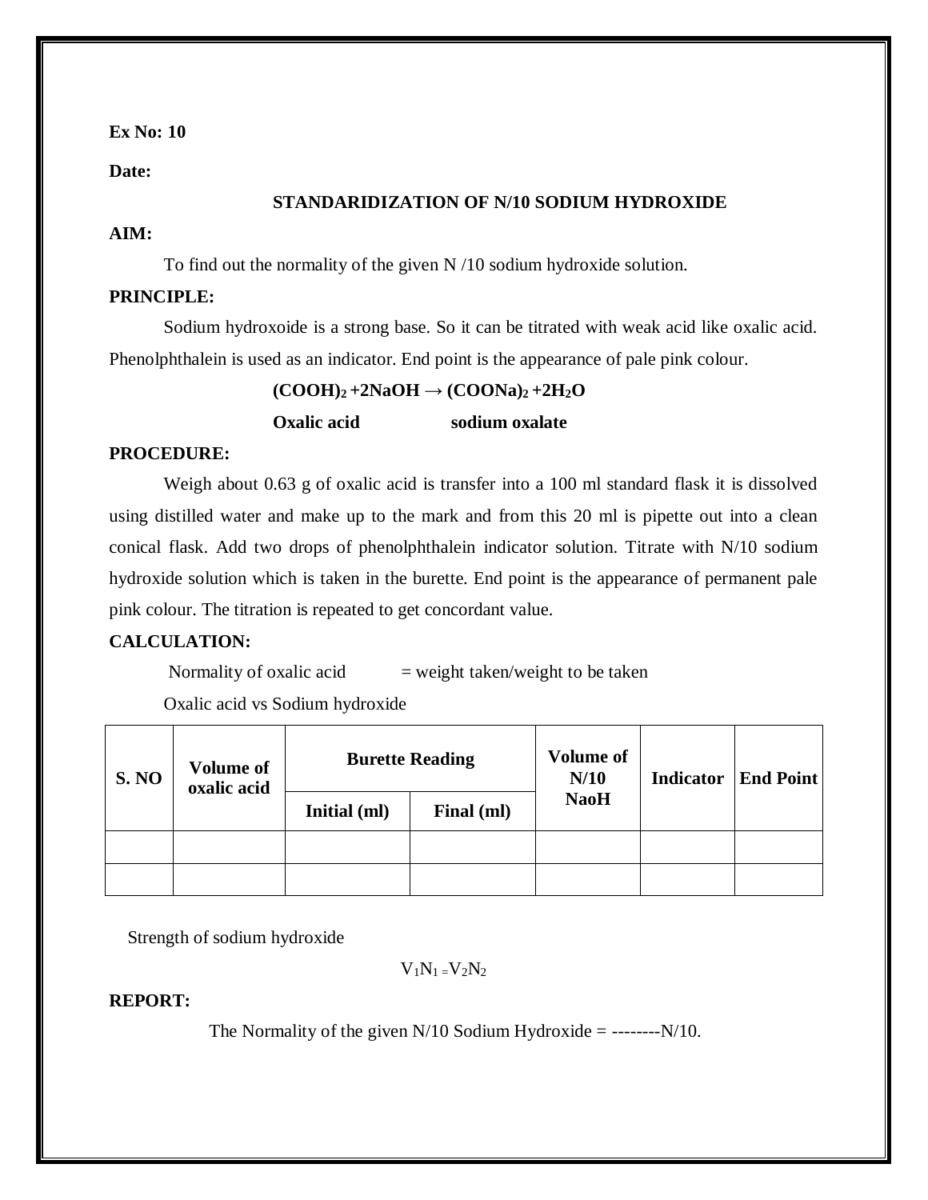**Ex No: 10**

**Date:**

## STANDARIDIZATION OF N/10 SODIUM HYDROXIDE

**AIM:**

To find out the normality of the given N /10 sodium hydroxide solution.

**PRINCIPLE:**

Sodium hydroxoide is a strong base. So it can be titrated with weak acid like oxalic acid. Phenolphthalein is used as an indicator. End point is the appearance of pale pink colour.

$$(COOH)_2 + 2NaOH \rightarrow (COONa)_2 + 2H_2O$$

**Oxalic acid** &nbsp;&nbsp;&nbsp;&nbsp;&nbsp;&nbsp;&nbsp;&nbsp; **sodium oxalate**

**PROCEDURE:**

Weigh about 0.63 g of oxalic acid is transfer into a 100 ml standard flask it is dissolved using distilled water and make up to the mark and from this 20 ml is pipette out into a clean conical flask. Add two drops of phenolphthalein indicator solution. Titrate with N/10 sodium hydroxide solution which is taken in the burette. End point is the appearance of permanent pale pink colour. The titration is repeated to get concordant value.

**CALCULATION:**

Normality of oxalic acid = weight taken/weight to be taken

Oxalic acid vs Sodium hydroxide

| S. NO | Volume of oxalic acid | Burette Reading | | Volume of N/10 NaoH | Indicator | End Point |
|---|---|---|---|---|---|---|
| | | Initial (ml) | Final (ml) | | | |
| | | | | | | |
| | | | | | | |

Strength of sodium hydroxide

$$V_1N_1 = V_2N_2$$

**REPORT:**

The Normality of the given N/10 Sodium Hydroxide = --------N/10.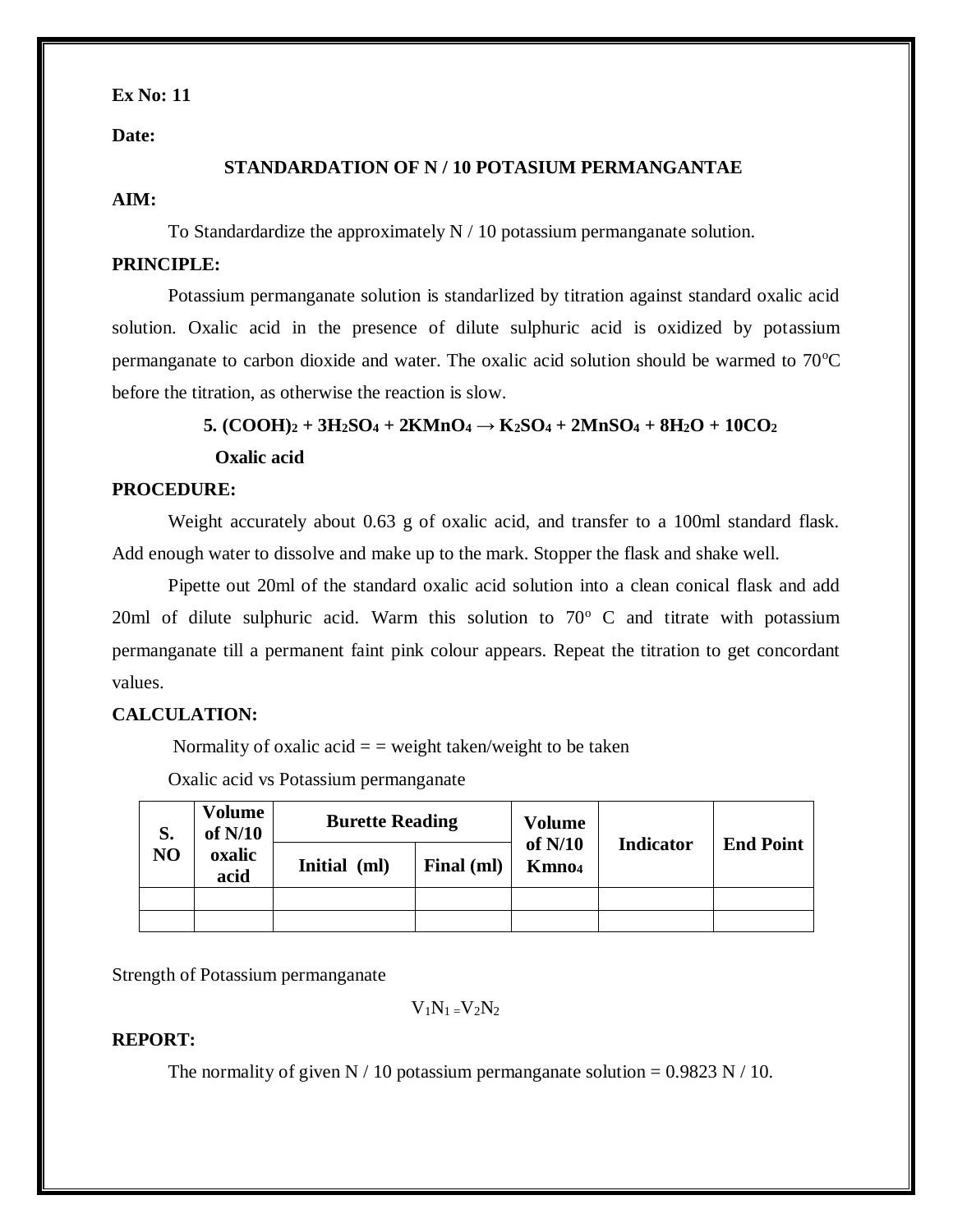**Ex No: 11**

**Date:**

## STANDARDATION OF N / 10 POTASIUM PERMANGANTAE

**AIM:**

To Standardardize the approximately N / 10 potassium permanganate solution.

**PRINCIPLE:**

Potassium permanganate solution is standarlized by titration against standard oxalic acid solution. Oxalic acid in the presence of dilute sulphuric acid is oxidized by potassium permanganate to carbon dioxide and water. The oxalic acid solution should be warmed to 70°C before the titration, as otherwise the reaction is slow.

$$5. (COOH)_2 + 3H_2SO_4 + 2KMnO_4 \rightarrow K_2SO_4 + 2MnSO_4 + 8H_2O + 10CO_2$$

**Oxalic acid**

**PROCEDURE:**

Weight accurately about 0.63 g of oxalic acid, and transfer to a 100ml standard flask. Add enough water to dissolve and make up to the mark. Stopper the flask and shake well.

Pipette out 20ml of the standard oxalic acid solution into a clean conical flask and add 20ml of dilute sulphuric acid. Warm this solution to 70° C and titrate with potassium permanganate till a permanent faint pink colour appears. Repeat the titration to get concordant values.

**CALCULATION:**

Normality of oxalic acid = = weight taken/weight to be taken

Oxalic acid vs Potassium permanganate

| S. NO | Volume of N/10 oxalic acid | Burette Reading | | Volume of N/10 $KMnO_4$ | Indicator | End Point |
|---|---|---|---|---|---|---|
| | | Initial (ml) | Final (ml) | | | |
| | | | | | | |
| | | | | | | |

Strength of Potassium permanganate

$$V_1N_1 = V_2N_2$$

**REPORT:**

The normality of given N / 10 potassium permanganate solution = 0.9823 N / 10.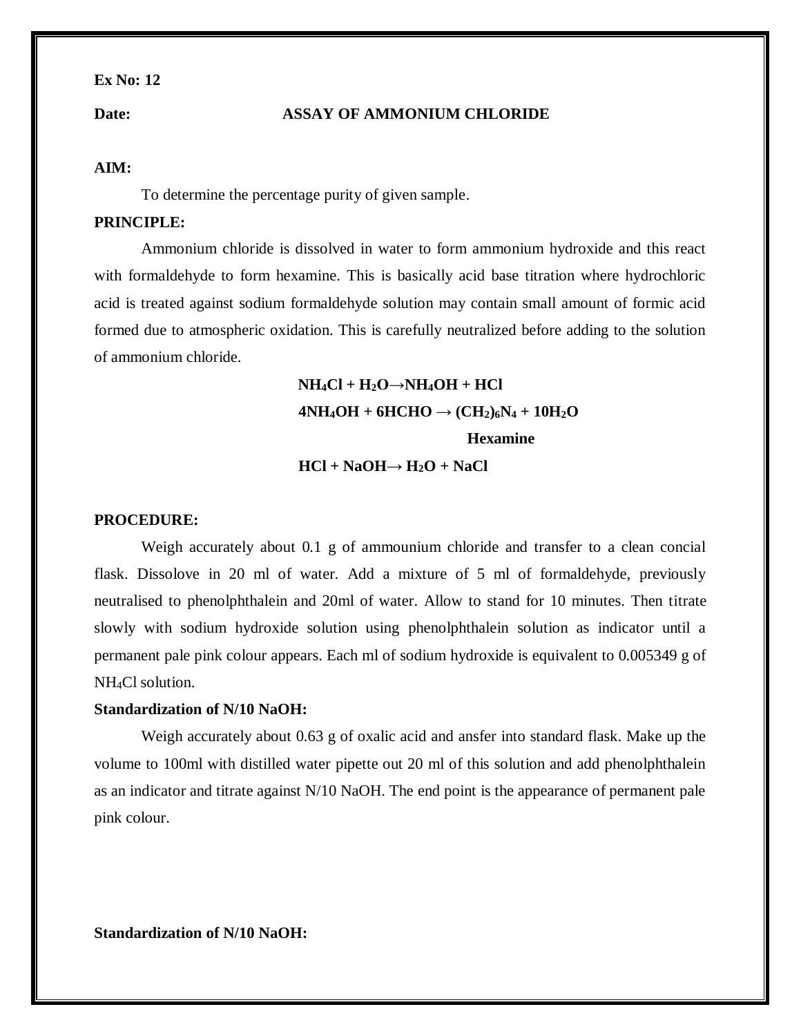**Ex No: 12**

**Date:** **ASSAY OF AMMONIUM CHLORIDE**

**AIM:**

To determine the percentage purity of given sample.

**PRINCIPLE:**

Ammonium chloride is dissolved in water to form ammonium hydroxide and this react with formaldehyde to form hexamine. This is basically acid base titration where hydrochloric acid is treated against sodium formaldehyde solution may contain small amount of formic acid formed due to atmospheric oxidation. This is carefully neutralized before adding to the solution of ammonium chloride.

$$NH_4Cl + H_2O \rightarrow NH_4OH + HCl$$

$$4NH_4OH + 6HCHO \rightarrow (CH_2)_6N_4 + 10H_2O$$

**Hexamine**

$$HCl + NaOH \rightarrow H_2O + NaCl$$

**PROCEDURE:**

Weigh accurately about 0.1 g of ammounium chloride and transfer to a clean concial flask. Dissolove in 20 ml of water. Add a mixture of 5 ml of formaldehyde, previously neutralised to phenolphthalein and 20ml of water. Allow to stand for 10 minutes. Then titrate slowly with sodium hydroxide solution using phenolphthalein solution as indicator until a permanent pale pink colour appears. Each ml of sodium hydroxide is equivalent to 0.005349 g of $NH_4Cl$ solution.

**Standardization of N/10 NaOH:**

Weigh accurately about 0.63 g of oxalic acid and ansfer into standard flask. Make up the volume to 100ml with distilled water pipette out 20 ml of this solution and add phenolphthalein as an indicator and titrate against N/10 NaOH. The end point is the appearance of permanent pale pink colour.

**Standardization of N/10 NaOH:**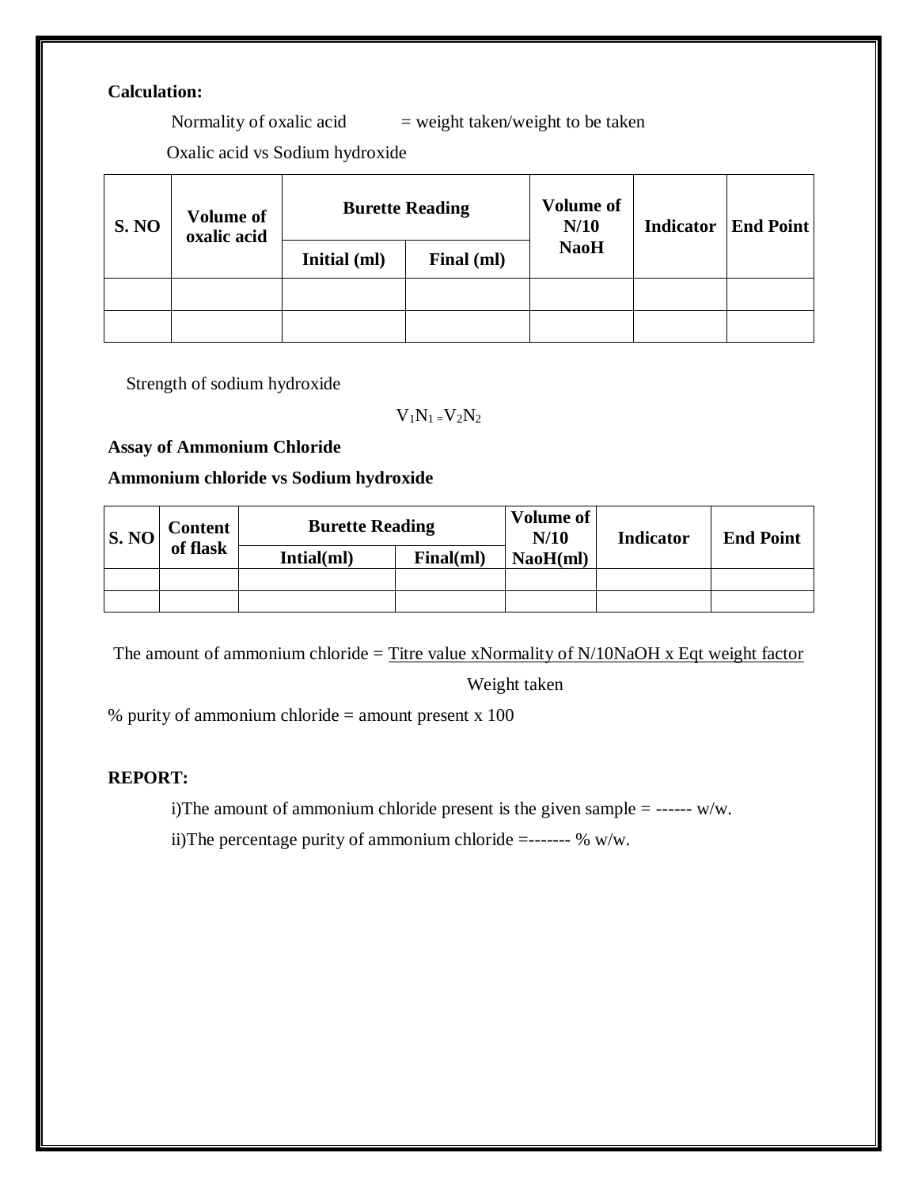**Calculation:**

Normality of oxalic acid = weight taken/weight to be taken

Oxalic acid vs Sodium hydroxide

| S. NO | Volume of oxalic acid | Burette Reading | | Volume of N/10 NaoH | Indicator | End Point |
|---|---|---|---|---|---|---|
| | | Initial (ml) | Final (ml) | | | |
| | | | | | | |
| | | | | | | |

Strength of sodium hydroxide

$$V_1N_1 = V_2N_2$$

**Assay of Ammonium Chloride**

**Ammonium chloride vs Sodium hydroxide**

| S. NO | Content of flask | Burette Reading | | Volume of N/10 NaoH(ml) | Indicator | End Point |
|---|---|---|---|---|---|---|
| | | Intial(ml) | Final(ml) | | | |
| | | | | | | |
| | | | | | | |

The amount of ammonium chloride = $\frac{\text{Titre value xNormality of N/10NaOH x Eqt weight factor}}{\text{Weight taken}}$

% purity of ammonium chloride = amount present x 100

**REPORT:**

i)The amount of ammonium chloride present is the given sample = ------ w/w.

ii)The percentage purity of ammonium chloride =------- % w/w.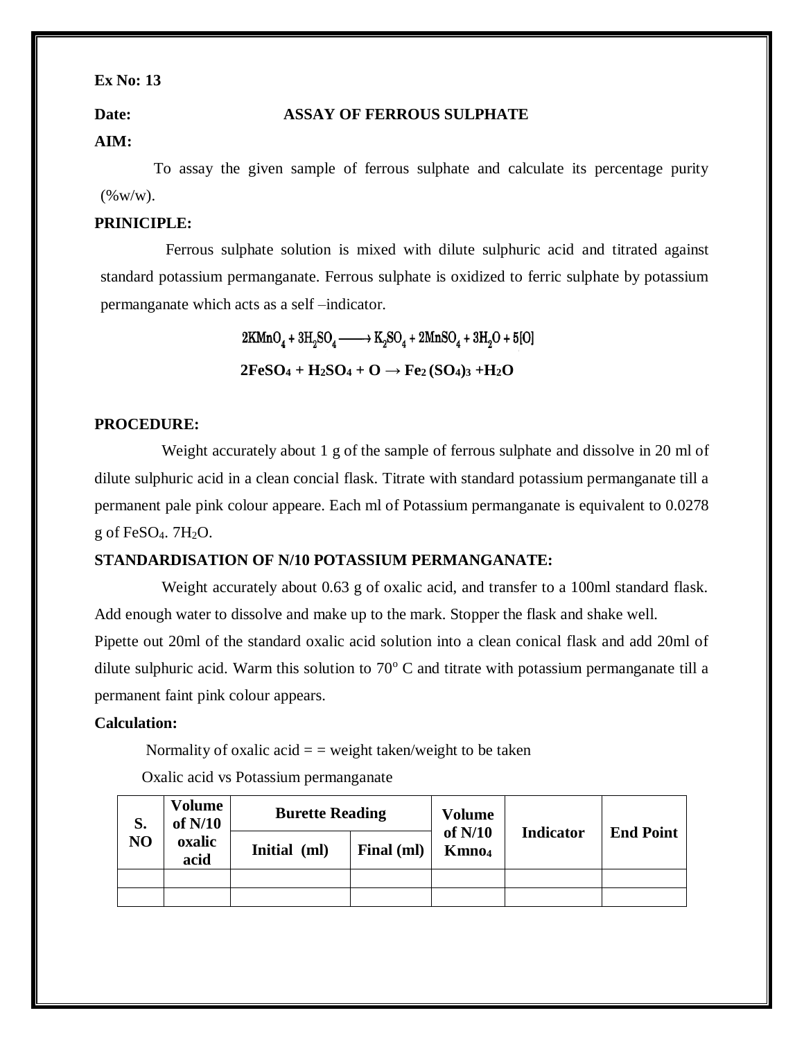**Ex No: 13**

**Date:** **ASSAY OF FERROUS SULPHATE**

**AIM:**

To assay the given sample of ferrous sulphate and calculate its percentage purity (%w/w).

**PRINICIPLE:**

Ferrous sulphate solution is mixed with dilute sulphuric acid and titrated against standard potassium permanganate. Ferrous sulphate is oxidized to ferric sulphate by potassium permanganate which acts as a self –indicator.

$$2KMnO_4 + 3H_2SO_4 \longrightarrow K_2SO_4 + 2MnSO_4 + 3H_2O + 5[O]$$

$$2FeSO_4 + H_2SO_4 + O \rightarrow Fe_2(SO_4)_3 + H_2O$$

**PROCEDURE:**

Weight accurately about 1 g of the sample of ferrous sulphate and dissolve in 20 ml of dilute sulphuric acid in a clean concial flask. Titrate with standard potassium permanganate till a permanent pale pink colour appeare. Each ml of Potassium permanganate is equivalent to 0.0278 g of $FeSO_4 \cdot 7H_2O$.

**STANDARDISATION OF N/10 POTASSIUM PERMANGANATE:**

Weight accurately about 0.63 g of oxalic acid, and transfer to a 100ml standard flask. Add enough water to dissolve and make up to the mark. Stopper the flask and shake well.
Pipette out 20ml of the standard oxalic acid solution into a clean conical flask and add 20ml of dilute sulphuric acid. Warm this solution to 70$^{o}$ C and titrate with potassium permanganate till a permanent faint pink colour appears.

**Calculation:**

Normality of oxalic acid = = weight taken/weight to be taken

Oxalic acid vs Potassium permanganate

| S. NO | Volume of N/10 oxalic acid | Burette Reading | | Volume of N/10 $Kmno_4$ | Indicator | End Point |
|---|---|---|---|---|---|---|
| | | Initial (ml) | Final (ml) | | | |
| | | | | | | |
| | | | | | | |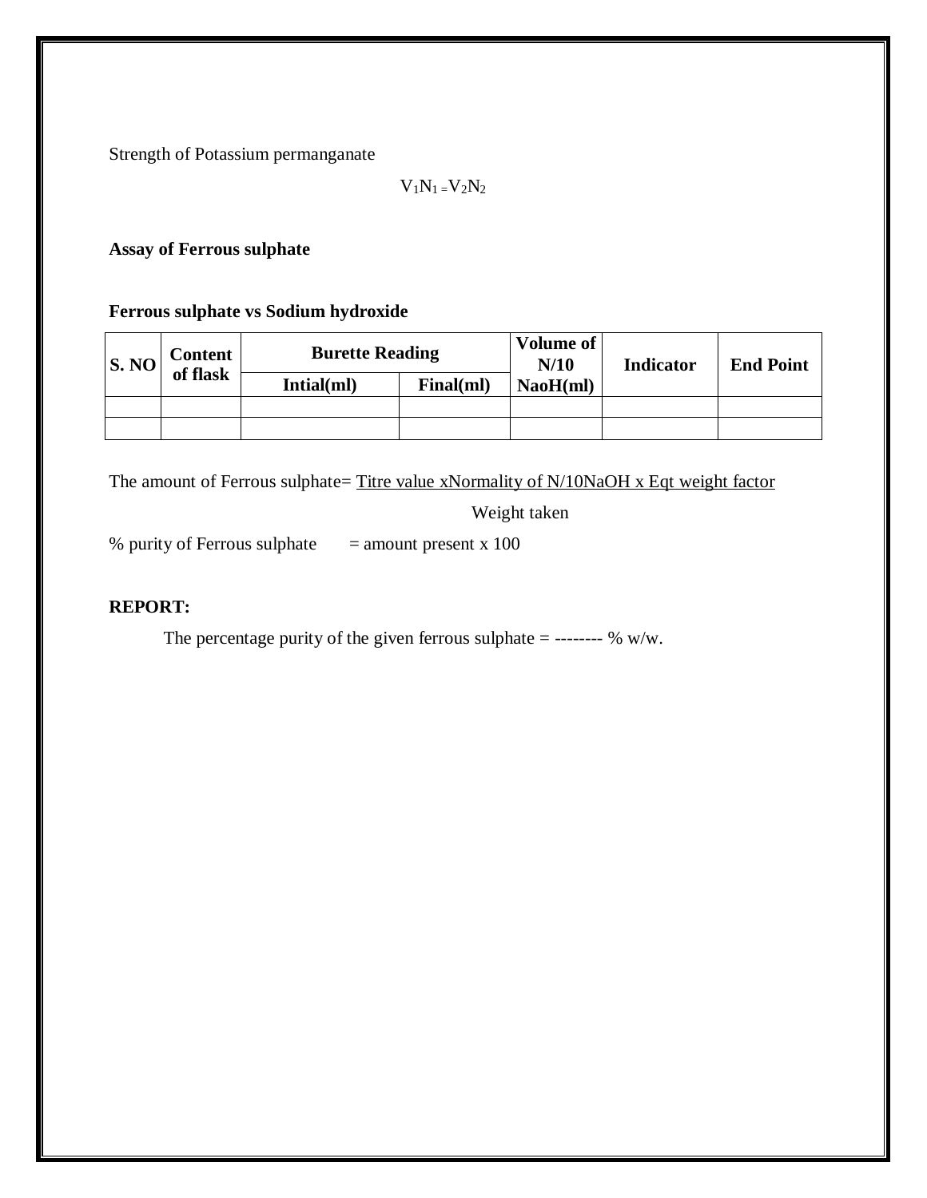Strength of Potassium permanganate

$$V_1N_1 = V_2N_2$$

**Assay of Ferrous sulphate**

**Ferrous sulphate vs Sodium hydroxide**

| S. NO | Content of flask | Burette Reading | | Volume of N/10 NaoH(ml) | Indicator | End Point |
|---|---|---|---|---|---|---|
| | | Intial(ml) | Final(ml) | | | |
| | | | | | | |
| | | | | | | |

The amount of Ferrous sulphate= $\frac{\text{Titre value x Normality of N/10NaOH x Eqt weight factor}}{\text{Weight taken}}$

% purity of Ferrous sulphate = amount present x 100

**REPORT:**

The percentage purity of the given ferrous sulphate = -------- % w/w.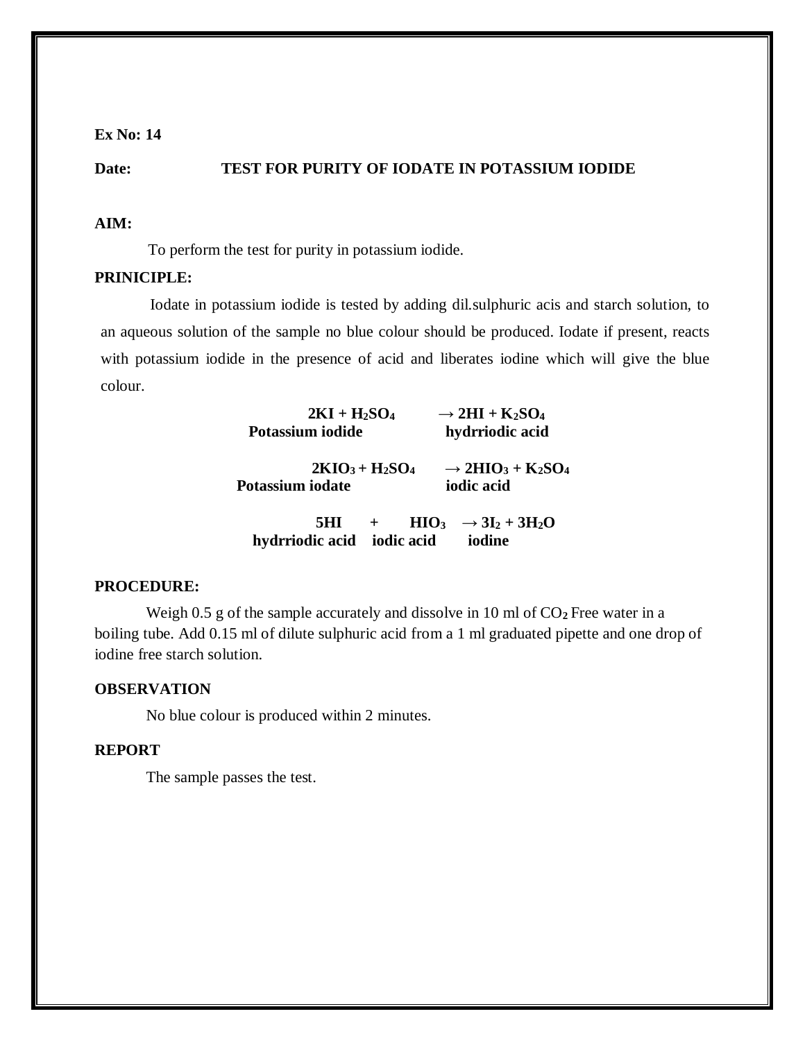**Ex No: 14**

**Date:** **TEST FOR PURITY OF IODATE IN POTASSIUM IODIDE**

**AIM:**

To perform the test for purity in potassium iodide.

**PRINICIPLE:**

Iodate in potassium iodide is tested by adding dil.sulphuric acis and starch solution, to an aqueous solution of the sample no blue colour should be produced. Iodate if present, reacts with potassium iodide in the presence of acid and liberates iodine which will give the blue colour.

$$2KI + H_2SO_4 \rightarrow 2HI + K_2SO_4$$

**Potassium iodide** → **hydrriodic acid**

$$2KIO_3 + H_2SO_4 \rightarrow 2HIO_3 + K_2SO_4$$

**Potassium iodate** → **iodic acid**

$$5HI + HIO_3 \rightarrow 3I_2 + 3H_2O$$

**hydrriodic acid** + **iodic acid** → **iodine**

**PROCEDURE:**

Weigh 0.5 g of the sample accurately and dissolve in 10 ml of $CO_2$ Free water in a boiling tube. Add 0.15 ml of dilute sulphuric acid from a 1 ml graduated pipette and one drop of iodine free starch solution.

**OBSERVATION**

No blue colour is produced within 2 minutes.

**REPORT**

The sample passes the test.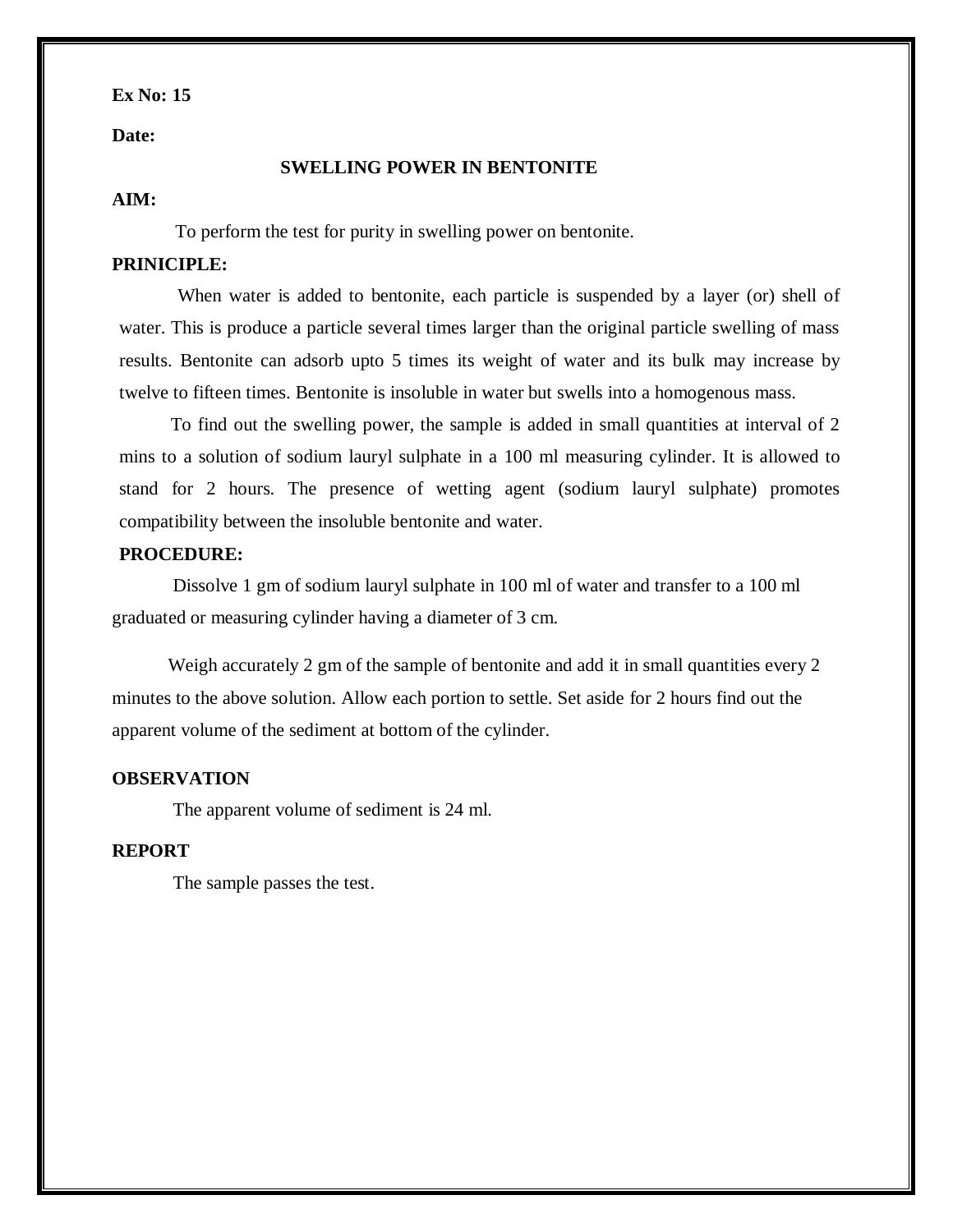**Ex No: 15**

**Date:**

## SWELLING POWER IN BENTONITE

**AIM:**

To perform the test for purity in swelling power on bentonite.

**PRINICIPLE:**

When water is added to bentonite, each particle is suspended by a layer (or) shell of water. This is produce a particle several times larger than the original particle swelling of mass results. Bentonite can adsorb upto 5 times its weight of water and its bulk may increase by twelve to fifteen times. Bentonite is insoluble in water but swells into a homogenous mass.

To find out the swelling power, the sample is added in small quantities at interval of 2 mins to a solution of sodium lauryl sulphate in a 100 ml measuring cylinder. It is allowed to stand for 2 hours. The presence of wetting agent (sodium lauryl sulphate) promotes compatibility between the insoluble bentonite and water.

**PROCEDURE:**

Dissolve 1 gm of sodium lauryl sulphate in 100 ml of water and transfer to a 100 ml graduated or measuring cylinder having a diameter of 3 cm.

Weigh accurately 2 gm of the sample of bentonite and add it in small quantities every 2 minutes to the above solution. Allow each portion to settle. Set aside for 2 hours find out the apparent volume of the sediment at bottom of the cylinder.

**OBSERVATION**

The apparent volume of sediment is 24 ml.

**REPORT**

The sample passes the test.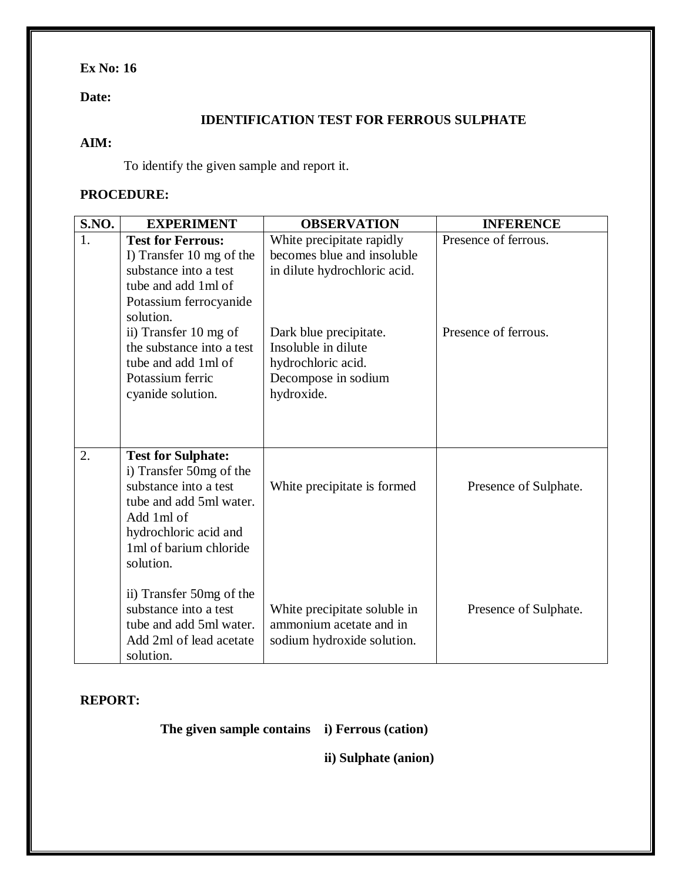**Ex No: 16**

**Date:**

## IDENTIFICATION TEST FOR FERROUS SULPHATE

**AIM:**

To identify the given sample and report it.

**PROCEDURE:**

| S.NO. | EXPERIMENT | OBSERVATION | INFERENCE |
|---|---|---|---|
| 1. | **Test for Ferrous:** I) Transfer 10 mg of the substance into a test tube and add 1ml of Potassium ferrocyanide solution. | White precipitate rapidly becomes blue and insoluble in dilute hydrochloric acid. | Presence of ferrous. |
| | ii) Transfer 10 mg of the substance into a test tube and add 1ml of Potassium ferric cyanide solution. | Dark blue precipitate. Insoluble in dilute hydrochloric acid. Decompose in sodium hydroxide. | Presence of ferrous. |
| 2. | **Test for Sulphate:** i) Transfer 50mg of the substance into a test tube and add 5ml water. Add 1ml of hydrochloric acid and 1ml of barium chloride solution. | White precipitate is formed | Presence of Sulphate. |
| | ii) Transfer 50mg of the substance into a test tube and add 5ml water. Add 2ml of lead acetate solution. | White precipitate soluble in ammonium acetate and in sodium hydroxide solution. | Presence of Sulphate. |

**REPORT:**

**The given sample contains i) Ferrous (cation)**

**ii) Sulphate (anion)**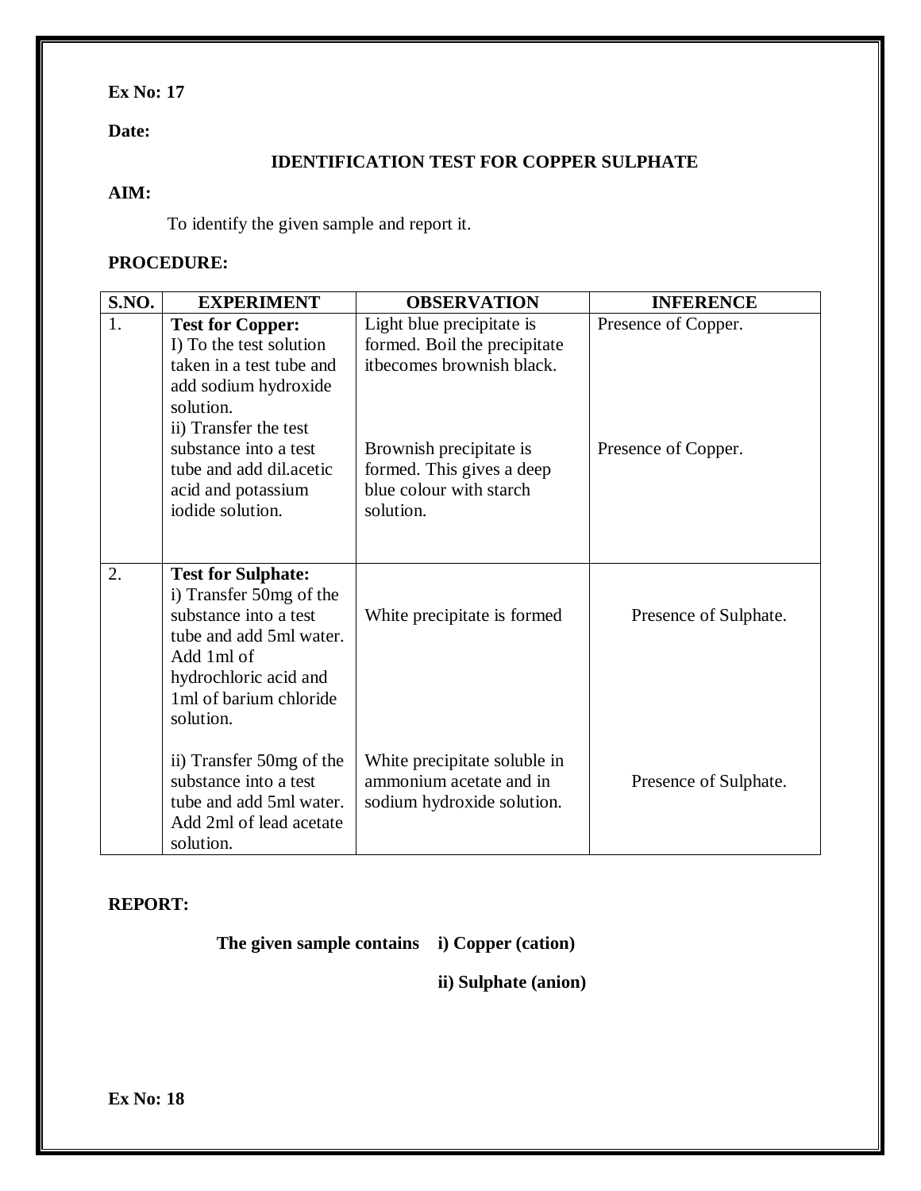**Ex No: 17**

**Date:**

## IDENTIFICATION TEST FOR COPPER SULPHATE

**AIM:**

To identify the given sample and report it.

**PROCEDURE:**

| S.NO. | EXPERIMENT | OBSERVATION | INFERENCE |
|---|---|---|---|
| 1. | **Test for Copper:** I) To the test solution taken in a test tube and add sodium hydroxide solution. | Light blue precipitate is formed. Boil the precipitate itbecomes brownish black. | Presence of Copper. |
| | ii) Transfer the test substance into a test tube and add dil.acetic acid and potassium iodide solution. | Brownish precipitate is formed. This gives a deep blue colour with starch solution. | Presence of Copper. |
| 2. | **Test for Sulphate:** i) Transfer 50mg of the substance into a test tube and add 5ml water. Add 1ml of hydrochloric acid and 1ml of barium chloride solution. | White precipitate is formed | Presence of Sulphate. |
| | ii) Transfer 50mg of the substance into a test tube and add 5ml water. Add 2ml of lead acetate solution. | White precipitate soluble in ammonium acetate and in sodium hydroxide solution. | Presence of Sulphate. |

**REPORT:**

**The given sample contains i) Copper (cation)**

**ii) Sulphate (anion)**

**Ex No: 18**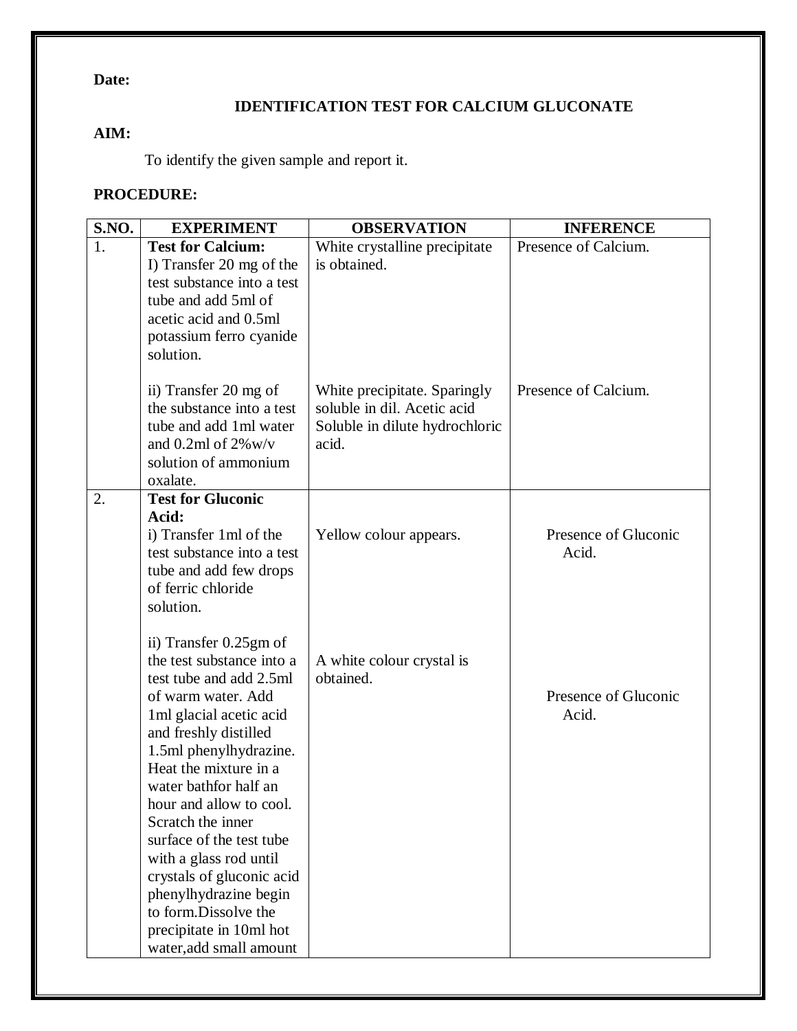**Date:**

## IDENTIFICATION TEST FOR CALCIUM GLUCONATE

**AIM:**

To identify the given sample and report it.

**PROCEDURE:**

| S.NO. | EXPERIMENT | OBSERVATION | INFERENCE |
|---|---|---|---|
| 1. | **Test for Calcium:**<br>I) Transfer 20 mg of the test substance into a test tube and add 5ml of acetic acid and 0.5ml potassium ferro cyanide solution. | White crystalline precipitate is obtained. | Presence of Calcium. |
| | ii) Transfer 20 mg of the substance into a test tube and add 1ml water and 0.2ml of 2%w/v solution of ammonium oxalate. | White precipitate. Sparingly soluble in dil. Acetic acid Soluble in dilute hydrochloric acid. | Presence of Calcium. |
| 2. | **Test for Gluconic Acid:**<br>i) Transfer 1ml of the test substance into a test tube and add few drops of ferric chloride solution. | Yellow colour appears. | Presence of Gluconic Acid. |
| | ii) Transfer 0.25gm of the test substance into a test tube and add 2.5ml of warm water. Add 1ml glacial acetic acid and freshly distilled 1.5ml phenylhydrazine. Heat the mixture in a water bathfor half an hour and allow to cool. Scratch the inner surface of the test tube with a glass rod until crystals of gluconic acid phenylhydrazine begin to form.Dissolve the precipitate in 10ml hot water,add small amount | A white colour crystal is obtained. | Presence of Gluconic Acid. |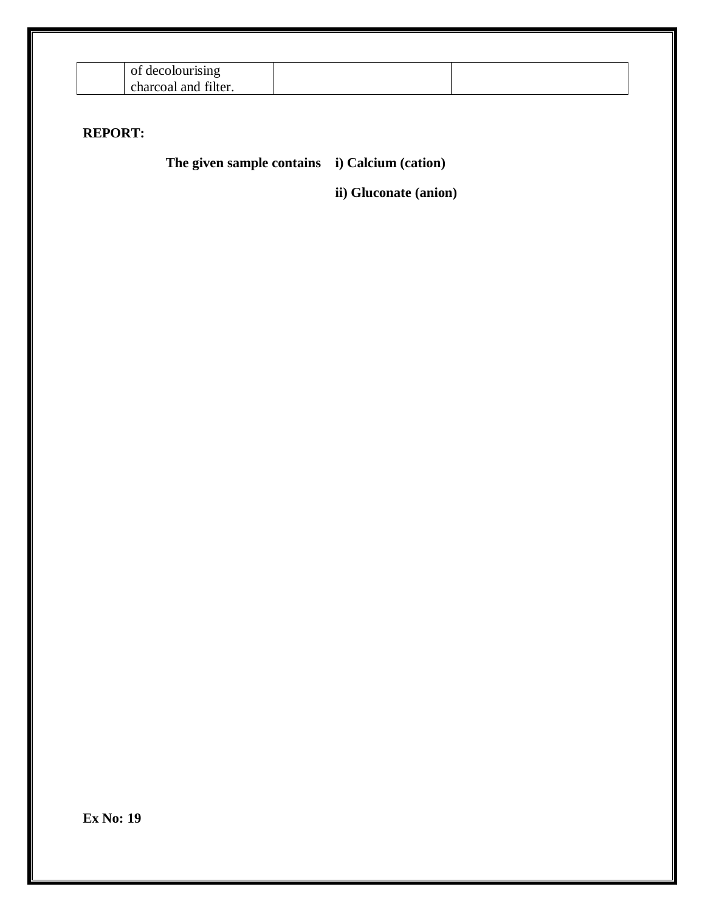|  | of decolourising charcoal and filter. |  |  |
|---|---|---|---|

**REPORT:**

**The given sample contains i) Calcium (cation)**

**ii) Gluconate (anion)**

**Ex No: 19**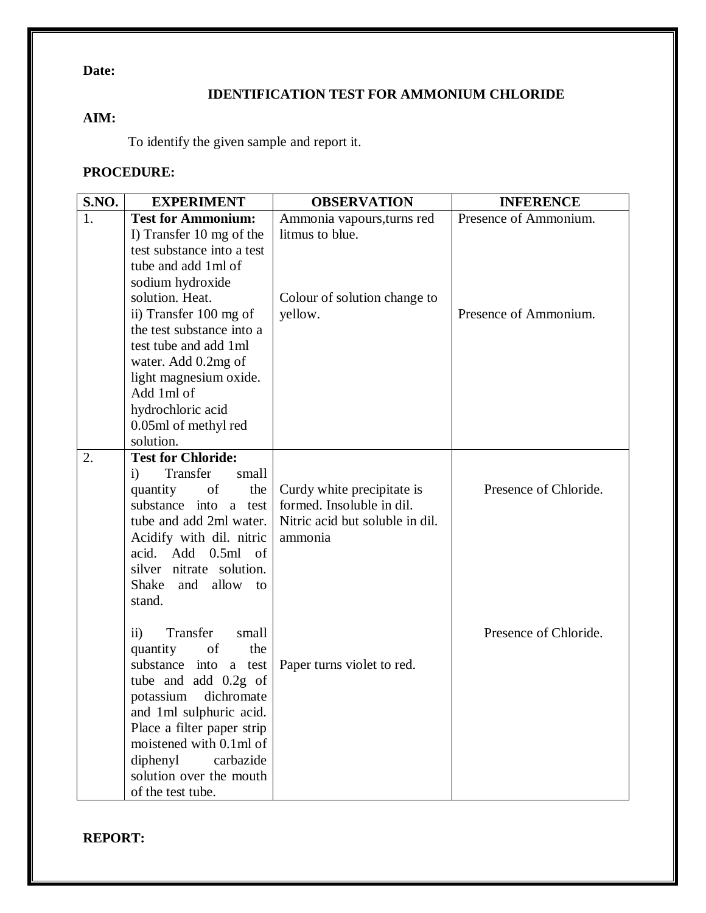**Date:**

## IDENTIFICATION TEST FOR AMMONIUM CHLORIDE

**AIM:**

To identify the given sample and report it.

**PROCEDURE:**

| S.NO. | EXPERIMENT | OBSERVATION | INFERENCE |
|---|---|---|---|
| 1. | **Test for Ammonium:**<br>I) Transfer 10 mg of the test substance into a test tube and add 1ml of sodium hydroxide solution. Heat.<br>ii) Transfer 100 mg of the test substance into a test tube and add 1ml water. Add 0.2mg of light magnesium oxide. Add 1ml of hydrochloric acid 0.05ml of methyl red solution. | Ammonia vapours,turns red litmus to blue.<br><br>Colour of solution change to yellow. | Presence of Ammonium.<br><br>Presence of Ammonium. |
| 2. | **Test for Chloride:**<br>i) Transfer small quantity of the substance into a test tube and add 2ml water. Acidify with dil. nitric acid. Add 0.5ml of silver nitrate solution. Shake and allow to stand.<br><br>ii) Transfer small quantity of the substance into a test tube and add 0.2g of potassium dichromate and 1ml sulphuric acid. Place a filter paper strip moistened with 0.1ml of diphenyl carbazide solution over the mouth of the test tube. | Curdy white precipitate is formed. Insoluble in dil. Nitric acid but soluble in dil. ammonia<br><br>Paper turns violet to red. | Presence of Chloride.<br><br>Presence of Chloride. |

**REPORT:**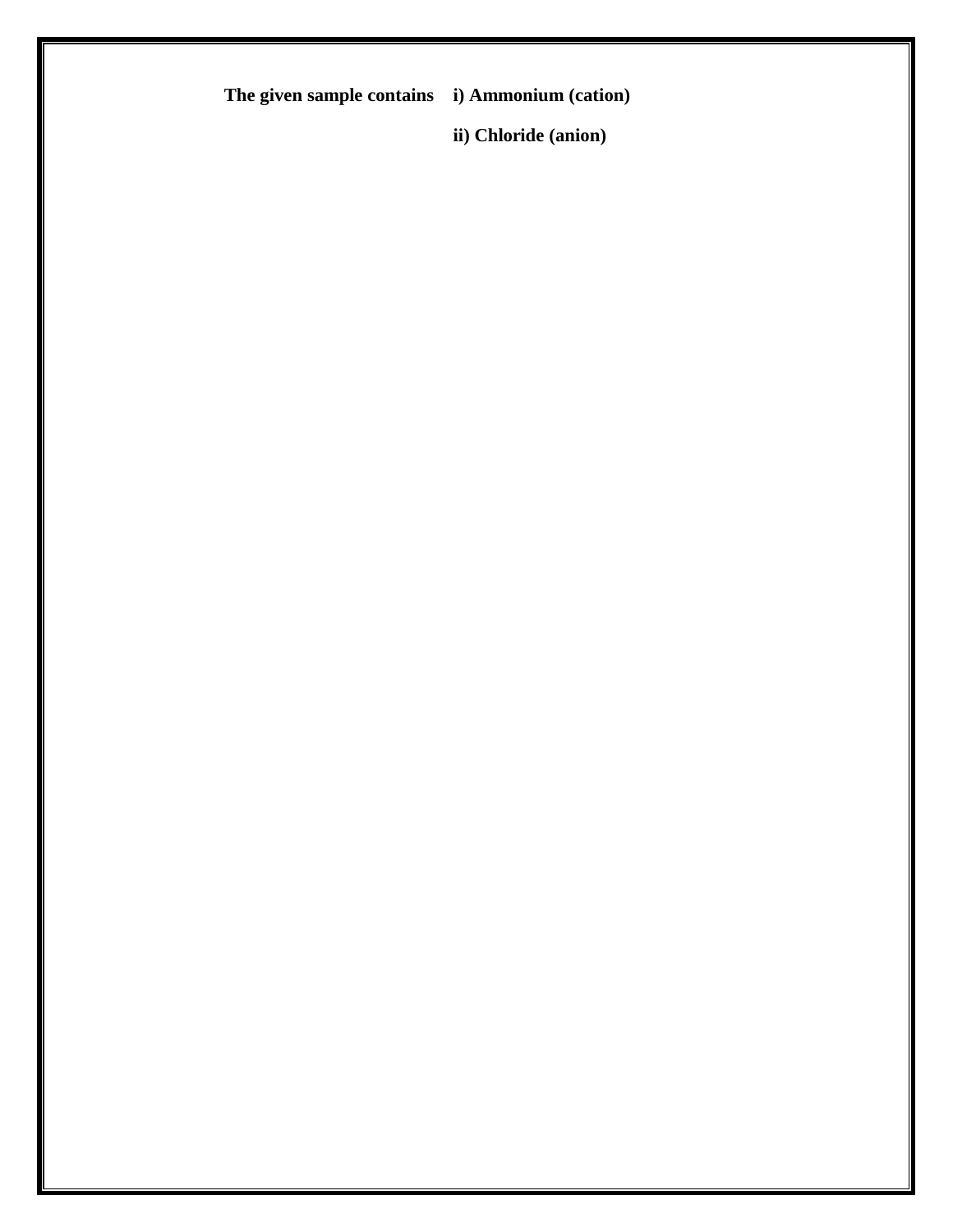**The given sample contains** **i) Ammonium (cation)**

**ii) Chloride (anion)**